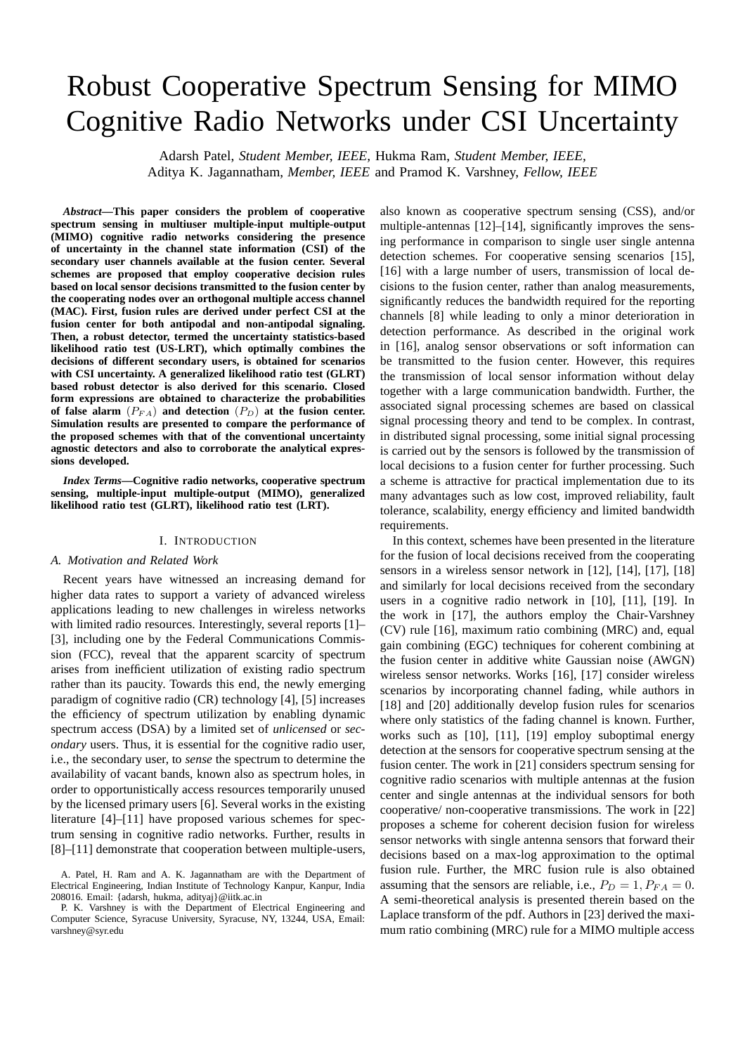# Robust Cooperative Spectrum Sensing for MIMO Cognitive Radio Networks under CSI Uncertainty

Adarsh Patel, *Student Member, IEEE,* Hukma Ram, *Student Member, IEEE,*
Aditya K. Jagannatham, *Member, IEEE* and Pramod K. Varshney, *Fellow, IEEE*

***Abstract*—This paper considers the problem of cooperative spectrum sensing in multiuser multiple-input multiple-output (MIMO) cognitive radio networks considering the presence of uncertainty in the channel state information (CSI) of the secondary user channels available at the fusion center. Several schemes are proposed that employ cooperative decision rules based on local sensor decisions transmitted to the fusion center by the cooperating nodes over an orthogonal multiple access channel (MAC). First, fusion rules are derived under perfect CSI at the fusion center for both antipodal and non-antipodal signaling. Then, a robust detector, termed the uncertainty statistics-based likelihood ratio test (US-LRT), which optimally combines the decisions of different secondary users, is obtained for scenarios with CSI uncertainty. A generalized likelihood ratio test (GLRT) based robust detector is also derived for this scenario. Closed form expressions are obtained to characterize the probabilities of false alarm $(P_{FA})$ and detection $(P_D)$ at the fusion center. Simulation results are presented to compare the performance of the proposed schemes with that of the conventional uncertainty agnostic detectors and also to corroborate the analytical expressions developed.**

***Index Terms*—Cognitive radio networks, cooperative spectrum sensing, multiple-input multiple-output (MIMO), generalized likelihood ratio test (GLRT), likelihood ratio test (LRT).**

## I. Introduction

### A. Motivation and Related Work

Recent years have witnessed an increasing demand for higher data rates to support a variety of advanced wireless applications leading to new challenges in wireless networks with limited radio resources. Interestingly, several reports [1]–[3], including one by the Federal Communications Commission (FCC), reveal that the apparent scarcity of spectrum arises from inefficient utilization of existing radio spectrum rather than its paucity. Towards this end, the newly emerging paradigm of cognitive radio (CR) technology [4], [5] increases the efficiency of spectrum utilization by enabling dynamic spectrum access (DSA) by a limited set of *unlicensed* or *secondary* users. Thus, it is essential for the cognitive radio user, i.e., the secondary user, to *sense* the spectrum to determine the availability of vacant bands, known also as spectrum holes, in order to opportunistically access resources temporarily unused by the licensed primary users [6]. Several works in the existing literature [4]–[11] have proposed various schemes for spectrum sensing in cognitive radio networks. Further, results in [8]–[11] demonstrate that cooperation between multiple-users, also known as cooperative spectrum sensing (CSS), and/or multiple-antennas [12]–[14], significantly improves the sensing performance in comparison to single user single antenna detection schemes. For cooperative sensing scenarios [15], [16] with a large number of users, transmission of local decisions to the fusion center, rather than analog measurements, significantly reduces the bandwidth required for the reporting channels [8] while leading to only a minor deterioration in detection performance. As described in the original work in [16], analog sensor observations or soft information can be transmitted to the fusion center. However, this requires the transmission of local sensor information without delay together with a large communication bandwidth. Further, the associated signal processing schemes are based on classical signal processing theory and tend to be complex. In contrast, in distributed signal processing, some initial signal processing is carried out by the sensors is followed by the transmission of local decisions to a fusion center for further processing. Such a scheme is attractive for practical implementation due to its many advantages such as low cost, improved reliability, fault tolerance, scalability, energy efficiency and limited bandwidth requirements.

In this context, schemes have been presented in the literature for the fusion of local decisions received from the cooperating sensors in a wireless sensor network in [12], [14], [17], [18] and similarly for local decisions received from the secondary users in a cognitive radio network in [10], [11], [19]. In the work in [17], the authors employ the Chair-Varshney (CV) rule [16], maximum ratio combining (MRC) and, equal gain combining (EGC) techniques for coherent combining at the fusion center in additive white Gaussian noise (AWGN) wireless sensor networks. Works [16], [17] consider wireless scenarios by incorporating channel fading, while authors in [18] and [20] additionally develop fusion rules for scenarios where only statistics of the fading channel is known. Further, works such as [10], [11], [19] employ suboptimal energy detection at the sensors for cooperative spectrum sensing at the fusion center. The work in [21] considers spectrum sensing for cognitive radio scenarios with multiple antennas at the fusion center and single antennas at the individual sensors for both cooperative/ non-cooperative transmissions. The work in [22] proposes a scheme for coherent decision fusion for wireless sensor networks with single antenna sensors that forward their decisions based on a max-log approximation to the optimal fusion rule. Further, the MRC fusion rule is also obtained assuming that the sensors are reliable, i.e., $P_D = 1, P_{FA} = 0$. A semi-theoretical analysis is presented therein based on the Laplace transform of the pdf. Authors in [23] derived the maximum ratio combining (MRC) rule for a MIMO multiple access

A. Patel, H. Ram and A. K. Jagannatham are with the Department of Electrical Engineering, Indian Institute of Technology Kanpur, Kanpur, India 208016. Email: {adarsh, hukma, adityaj}@iitk.ac.in

P. K. Varshney is with the Department of Electrical Engineering and Computer Science, Syracuse University, Syracuse, NY, 13244, USA, Email: varshney@syr.edu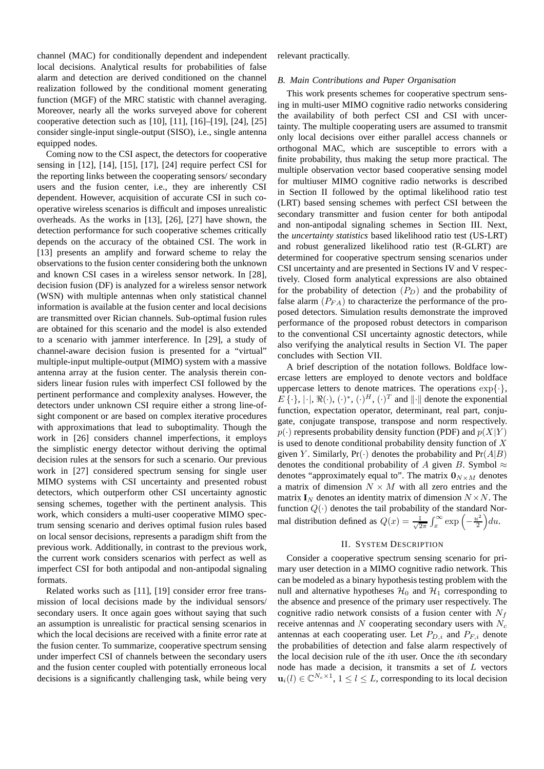channel (MAC) for conditionally dependent and independent local decisions. Analytical results for probabilities of false alarm and detection are derived conditioned on the channel realization followed by the conditional moment generating function (MGF) of the MRC statistic with channel averaging. Moreover, nearly all the works surveyed above for coherent cooperative detection such as [10], [11], [16]–[19], [24], [25] consider single-input single-output (SISO), i.e., single antenna equipped nodes.

Coming now to the CSI aspect, the detectors for cooperative sensing in [12], [14], [15], [17], [24] require perfect CSI for the reporting links between the cooperating sensors/ secondary users and the fusion center, i.e., they are inherently CSI dependent. However, acquisition of accurate CSI in such cooperative wireless scenarios is difficult and imposes unrealistic overheads. As the works in [13], [26], [27] have shown, the detection performance for such cooperative schemes critically depends on the accuracy of the obtained CSI. The work in [13] presents an amplify and forward scheme to relay the observations to the fusion center considering both the unknown and known CSI cases in a wireless sensor network. In [28], decision fusion (DF) is analyzed for a wireless sensor network (WSN) with multiple antennas when only statistical channel information is available at the fusion center and local decisions are transmitted over Rician channels. Sub-optimal fusion rules are obtained for this scenario and the model is also extended to a scenario with jammer interference. In [29], a study of channel-aware decision fusion is presented for a "virtual" multiple-input multiple-output (MIMO) system with a massive antenna array at the fusion center. The analysis therein considers linear fusion rules with imperfect CSI followed by the pertinent performance and complexity analyses. However, the detectors under unknown CSI require either a strong line-of-sight component or are based on complex iterative procedures with approximations that lead to suboptimality. Though the work in [26] considers channel imperfections, it employs the simplistic energy detector without deriving the optimal decision rules at the sensors for such a scenario. Our previous work in [27] considered spectrum sensing for single user MIMO systems with CSI uncertainty and presented robust detectors, which outperform other CSI uncertainty agnostic sensing schemes, together with the pertinent analysis. This work, which considers a multi-user cooperative MIMO spectrum sensing scenario and derives optimal fusion rules based on local sensor decisions, represents a paradigm shift from the previous work. Additionally, in contrast to the previous work, the current work considers scenarios with perfect as well as imperfect CSI for both antipodal and non-antipodal signaling formats.

Related works such as [11], [19] consider error free transmission of local decisions made by the individual sensors/ secondary users. It once again goes without saying that such an assumption is unrealistic for practical sensing scenarios in which the local decisions are received with a finite error rate at the fusion center. To summarize, cooperative spectrum sensing under imperfect CSI of channels between the secondary users and the fusion center coupled with potentially erroneous local decisions is a significantly challenging task, while being very relevant practically.

### B. Main Contributions and Paper Organisation

This work presents schemes for cooperative spectrum sensing in multi-user MIMO cognitive radio networks considering the availability of both perfect CSI and CSI with uncertainty. The multiple cooperating users are assumed to transmit only local decisions over either parallel access channels or orthogonal MAC, which are susceptible to errors with a finite probability, thus making the setup more practical. The multiple observation vector based cooperative sensing model for multiuser MIMO cognitive radio networks is described in Section II followed by the optimal likelihood ratio test (LRT) based sensing schemes with perfect CSI between the secondary transmitter and fusion center for both antipodal and non-antipodal signaling schemes in Section III. Next, the *uncertainty statistics* based likelihood ratio test (US-LRT) and robust generalized likelihood ratio test (R-GLRT) are determined for cooperative spectrum sensing scenarios under CSI uncertainty and are presented in Sections IV and V respectively. Closed form analytical expressions are also obtained for the probability of detection $(P_D)$ and the probability of false alarm $(P_{FA})$ to characterize the performance of the proposed detectors. Simulation results demonstrate the improved performance of the proposed robust detectors in comparison to the conventional CSI uncertainty agnostic detectors, while also verifying the analytical results in Section VI. The paper concludes with Section VII.

A brief description of the notation follows. Boldface lowercase letters are employed to denote vectors and boldface uppercase letters to denote matrices. The operations $\exp\{\cdot\}$, $E\{\cdot\}$, $|\cdot|$, $\Re(\cdot)$, $(\cdot)^*$, $(\cdot)^H$, $(\cdot)^T$ and $\|\cdot\|$ denote the exponential function, expectation operator, determinant, real part, conjugate, conjugate transpose, transpose and norm respectively. $p(\cdot)$ represents probability density function (PDF) and $p(X|Y)$ is used to denote conditional probability density function of $X$ given $Y$. Similarly, $\Pr(\cdot)$ denotes the probability and $\Pr(A|B)$ denotes the conditional probability of $A$ given $B$. Symbol $\approx$ denotes "approximately equal to". The matrix $\mathbf{0}_{N \times M}$ denotes a matrix of dimension $N \times M$ with all zero entries and the matrix $\mathbf{I}_N$ denotes an identity matrix of dimension $N \times N$. The function $Q(\cdot)$ denotes the tail probability of the standard Normal distribution defined as $Q(x) = \frac{1}{\sqrt{2\pi}} \int_x^{\infty} \exp\left(-\frac{u^2}{2}\right) du$.

## II. System Description

Consider a cooperative spectrum sensing scenario for primary user detection in a MIMO cognitive radio network. This can be modeled as a binary hypothesis testing problem with the null and alternative hypotheses $\mathcal{H}_0$ and $\mathcal{H}_1$ corresponding to the absence and presence of the primary user respectively. The cognitive radio network consists of a fusion center with $N_f$ receive antennas and $N$ cooperating secondary users with $N_c$ antennas at each cooperating user. Let $P_{D,i}$ and $P_{F,i}$ denote the probabilities of detection and false alarm respectively of the local decision rule of the $i$th user. Once the $i$th secondary node has made a decision, it transmits a set of $L$ vectors $\mathbf{u}_i(l) \in \mathbb{C}^{N_c \times 1}$, $1 \leq l \leq L$, corresponding to its local decision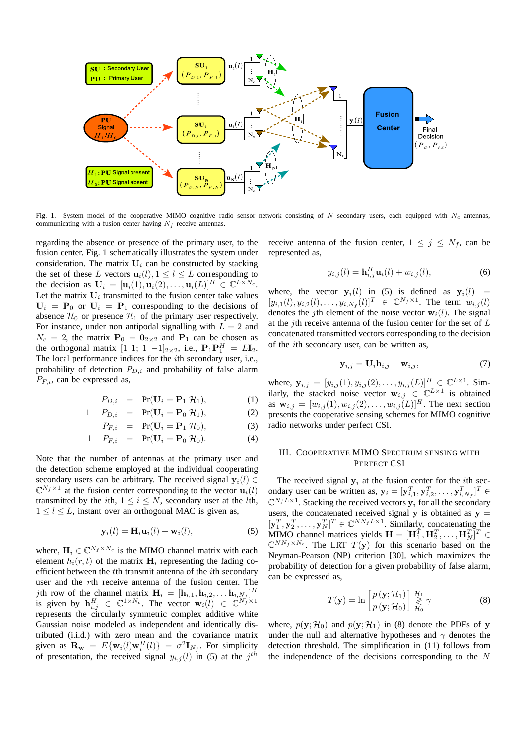Fig. 1. System model of the cooperative MIMO cognitive radio sensor network consisting of $N$ secondary users, each equipped with $N_c$ antennas, communicating with a fusion center having $N_f$ receive antennas.

regarding the absence or presence of the primary user, to the fusion center. Fig. 1 schematically illustrates the system under consideration. The matrix $\mathbf{U}_i$ can be constructed by stacking the set of these $L$ vectors $\mathbf{u}_i(l), 1 \leq l \leq L$ corresponding to the decision as $\mathbf{U}_i = [\mathbf{u}_i(1), \mathbf{u}_i(2), \ldots, \mathbf{u}_i(L)]^H \in \mathbb{C}^{L \times N_c}$. Let the matrix $\mathbf{U}_i$ transmitted to the fusion center take values $\mathbf{U}_i = \mathbf{P}_0$ or $\mathbf{U}_i = \mathbf{P}_1$ corresponding to the decisions of absence $\mathcal{H}_0$ or presence $\mathcal{H}_1$ of the primary user respectively. For instance, under non antipodal signalling with $L = 2$ and $N_c = 2$, the matrix $\mathbf{P}_0 = \mathbf{0}_{2\times 2}$ and $\mathbf{P}_1$ can be chosen as the orthogonal matrix $[1\ 1;\ 1\ -1]_{2\times 2}$, i.e., $\mathbf{P}_1\mathbf{P}_1^H = L\mathbf{I}_2$. The local performance indices for the $i$th secondary user, i.e., probability of detection $P_{D,i}$ and probability of false alarm $P_{F,i}$, can be expressed as,

$$P_{D,i} = \Pr(\mathbf{U}_i = \mathbf{P}_1 | \mathcal{H}_1), \quad (1)$$

$$1 - P_{D,i} = \Pr(\mathbf{U}_i = \mathbf{P}_0 | \mathcal{H}_1), \quad (2)$$

$$P_{F,i} = \Pr(\mathbf{U}_i = \mathbf{P}_1 | \mathcal{H}_0), \quad (3)$$

$$1 - P_{F,i} = \Pr(\mathbf{U}_i = \mathbf{P}_0 | \mathcal{H}_0). \quad (4)$$

Note that the number of antennas at the primary user and the detection scheme employed at the individual cooperating secondary users can be arbitrary. The received signal $\mathbf{y}_i(l) \in \mathbb{C}^{N_f \times 1}$ at the fusion center corresponding to the vector $\mathbf{u}_i(l)$ transmitted by the $i$th, $1 \leq i \leq N$, secondary user at the $l$th, $1 \leq l \leq L$, instant over an orthogonal MAC is given as,

$$\mathbf{y}_i(l) = \mathbf{H}_i \mathbf{u}_i(l) + \mathbf{w}_i(l), \quad (5)$$

where, $\mathbf{H}_i \in \mathbb{C}^{N_f \times N_c}$ is the MIMO channel matrix with each element $h_i(r,t)$ of the matrix $\mathbf{H}_i$ representing the fading coefficient between the $t$th transmit antenna of the $i$th secondary user and the $r$th receive antenna of the fusion center. The $j$th row of the channel matrix $\mathbf{H}_i = [\mathbf{h}_{i,1}, \mathbf{h}_{i,2}, \ldots \mathbf{h}_{i,N_f}]^H$ is given by $\mathbf{h}_{i,j}^H \in \mathbb{C}^{1 \times N_c}$. The vector $\mathbf{w}_i(l) \in \mathbb{C}^{N_f \times 1}$ represents the circularly symmetric complex additive white Gaussian noise modeled as independent and identically distributed (i.i.d.) with zero mean and the covariance matrix given as $\mathbf{R}_\mathbf{w} = E\{\mathbf{w}_i(l)\mathbf{w}_i^H(l)\} = \sigma^2 \mathbf{I}_{N_f}$. For simplicity of presentation, the received signal $y_{i,j}(l)$ in (5) at the $j^{th}$ receive antenna of the fusion center, $1 \leq j \leq N_f$, can be represented as,

$$y_{i,j}(l) = \mathbf{h}_{i,j}^H \mathbf{u}_i(l) + w_{i,j}(l), \quad (6)$$

where, the vector $\mathbf{y}_i(l)$ in (5) is defined as $\mathbf{y}_i(l) = [y_{i,1}(l), y_{i,2}(l), \ldots, y_{i,N_f}(l)]^T \in \mathbb{C}^{N_f \times 1}$. The term $w_{i,j}(l)$ denotes the $j$th element of the noise vector $\mathbf{w}_i(l)$. The signal at the $j$th receive antenna of the fusion center for the set of $L$ concatenated transmitted vectors corresponding to the decision of the $i$th secondary user, can be written as,

$$\mathbf{y}_{i,j} = \mathbf{U}_i \mathbf{h}_{i,j} + \mathbf{w}_{i,j}, \quad (7)$$

where, $\mathbf{y}_{i,j} = [y_{i,j}(1), y_{i,j}(2), \ldots, y_{i,j}(L)]^H \in \mathbb{C}^{L \times 1}$. Similarly, the stacked noise vector $\mathbf{w}_{i,j} \in \mathbb{C}^{L \times 1}$ is obtained as $\mathbf{w}_{i,j} = [w_{i,j}(1), w_{i,j}(2), \ldots, w_{i,j}(L)]^H$. The next section presents the cooperative sensing schemes for MIMO cognitive radio networks under perfect CSI.

## III. Cooperative MIMO Spectrum Sensing with Perfect CSI

The received signal $\mathbf{y}_i$ at the fusion center for the $i$th secondary user can be written as, $\mathbf{y}_i = [\mathbf{y}_{i,1}^T, \mathbf{y}_{i,2}^T, \ldots, \mathbf{y}_{i,N_f}^T]^T \in \mathbb{C}^{N_f L \times 1}$. Stacking the received vectors $\mathbf{y}_i$ for all the secondary users, the concatenated received signal $\mathbf{y}$ is obtained as $\mathbf{y} = [\mathbf{y}_1^T, \mathbf{y}_2^T, \ldots, \mathbf{y}_N^T]^T \in \mathbb{C}^{N N_f L \times 1}$. Similarly, concatenating the MIMO channel matrices yields $\mathbf{H} = [\mathbf{H}_1^T, \mathbf{H}_2^T, \ldots, \mathbf{H}_N^T]^T \in \mathbb{C}^{N N_f \times N_c}$. The LRT $T(\mathbf{y})$ for this scenario based on the Neyman-Pearson (NP) criterion [30], which maximizes the probability of detection for a given probability of false alarm, can be expressed as,

$$T(\mathbf{y}) = \ln\left[\frac{p(\mathbf{y}; \mathcal{H}_1)}{p(\mathbf{y}; \mathcal{H}_0)}\right] \underset{\mathcal{H}_0}{\overset{\mathcal{H}_1}{\gtrless}} \gamma \quad (8)$$

where, $p(\mathbf{y}; \mathcal{H}_0)$ and $p(\mathbf{y}; \mathcal{H}_1)$ in (8) denote the PDFs of $\mathbf{y}$ under the null and alternative hypotheses and $\gamma$ denotes the detection threshold. The simplification in (11) follows from the independence of the decisions corresponding to the $N$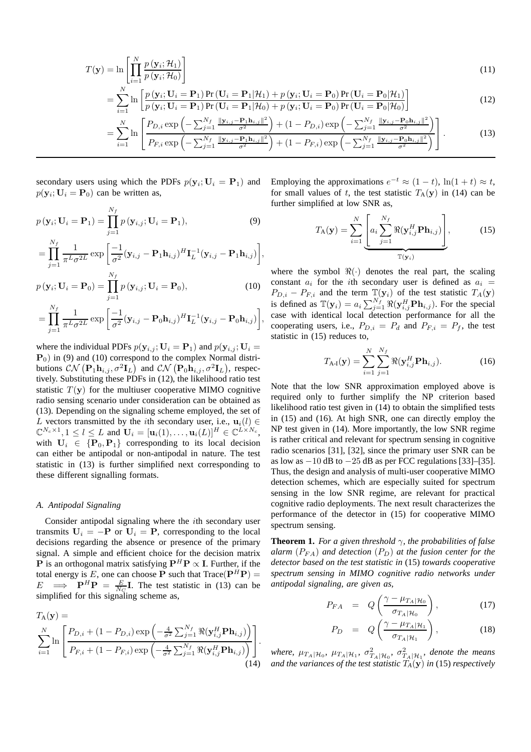$$T(\mathbf{y}) = \ln\left[\prod_{i=1}^{N} \frac{p(\mathbf{y}_i; \mathcal{H}_1)}{p(\mathbf{y}_i; \mathcal{H}_0)}\right] \tag{11}$$

$$= \sum_{i=1}^{N} \ln\left[\frac{p(\mathbf{y}_i; \mathbf{U}_i = \mathbf{P}_1)\Pr(\mathbf{U}_i = \mathbf{P}_1|\mathcal{H}_1) + p(\mathbf{y}_i; \mathbf{U}_i = \mathbf{P}_0)\Pr(\mathbf{U}_i = \mathbf{P}_0|\mathcal{H}_1)}{p(\mathbf{y}_i; \mathbf{U}_i = \mathbf{P}_1)\Pr(\mathbf{U}_i = \mathbf{P}_1|\mathcal{H}_0) + p(\mathbf{y}_i; \mathbf{U}_i = \mathbf{P}_0)\Pr(\mathbf{U}_i = \mathbf{P}_0|\mathcal{H}_0)}\right] \tag{12}$$

$$= \sum_{i=1}^{N} \ln\left[\frac{P_{D,i}\exp\left(-\sum_{j=1}^{N_f}\frac{\|\mathbf{y}_{i,j}-\mathbf{P}_1\mathbf{h}_{i,j}\|^2}{\sigma^2}\right) + (1-P_{D,i})\exp\left(-\sum_{j=1}^{N_f}\frac{\|\mathbf{y}_{i,j}-\mathbf{P}_0\mathbf{h}_{i,j}\|^2}{\sigma^2}\right)}{P_{F,i}\exp\left(-\sum_{j=1}^{N_f}\frac{\|\mathbf{y}_{i,j}-\mathbf{P}_1\mathbf{h}_{i,j}\|^2}{\sigma^2}\right) + (1-P_{F,i})\exp\left(-\sum_{j=1}^{N_f}\frac{\|\mathbf{y}_{i,j}-\mathbf{P}_0\mathbf{h}_{i,j}\|^2}{\sigma^2}\right)}\right]. \tag{13}$$

secondary users using which the PDFs $p(\mathbf{y}_i; \mathbf{U}_i = \mathbf{P}_1)$ and $p(\mathbf{y}_i; \mathbf{U}_i = \mathbf{P}_0)$ can be written as,

$$p(\mathbf{y}_i; \mathbf{U}_i = \mathbf{P}_1) = \prod_{j=1}^{N_f} p(\mathbf{y}_{i,j}; \mathbf{U}_i = \mathbf{P}_1), \tag{9}$$

$$= \prod_{j=1}^{N_f} \frac{1}{\pi^L \sigma^{2L}} \exp\left[\frac{-1}{\sigma^2}(\mathbf{y}_{i,j} - \mathbf{P}_1\mathbf{h}_{i,j})^H \mathbf{I}_L^{-1}(\mathbf{y}_{i,j} - \mathbf{P}_1\mathbf{h}_{i,j})\right],$$

$$p(\mathbf{y}_i; \mathbf{U}_i = \mathbf{P}_0) = \prod_{j=1}^{N_f} p(\mathbf{y}_{i,j}; \mathbf{U}_i = \mathbf{P}_0), \tag{10}$$

$$= \prod_{j=1}^{N_f} \frac{1}{\pi^L \sigma^{2L}} \exp\left[\frac{-1}{\sigma^2}(\mathbf{y}_{i,j} - \mathbf{P}_0\mathbf{h}_{i,j})^H \mathbf{I}_L^{-1}(\mathbf{y}_{i,j} - \mathbf{P}_0\mathbf{h}_{i,j})\right],$$

where the individual PDFs $p(\mathbf{y}_{i,j}; \mathbf{U}_i = \mathbf{P}_1)$ and $p(\mathbf{y}_{i,j}; \mathbf{U}_i = \mathbf{P}_0)$ in (9) and (10) correspond to the complex Normal distributions $\mathcal{CN}(\mathbf{P}_1\mathbf{h}_{i,j}, \sigma^2\mathbf{I}_L)$ and $\mathcal{CN}(\mathbf{P}_0\mathbf{h}_{i,j}, \sigma^2\mathbf{I}_L)$, respectively. Substituting these PDFs in (12), the likelihood ratio test statistic $T(\mathbf{y})$ for the multiuser cooperative MIMO cognitive radio sensing scenario under consideration can be obtained as (13). Depending on the signaling scheme employed, the set of $L$ vectors transmitted by the $i$th secondary user, i.e., $\mathbf{u}_i(l) \in \mathbb{C}^{N_c \times 1}, 1 \leq l \leq L$ and $\mathbf{U}_i = [\mathbf{u}_i(1), \ldots, \mathbf{u}_i(L)]^H \in \mathbb{C}^{L \times N_c}$, with $\mathbf{U}_i \in \{\mathbf{P}_0, \mathbf{P}_1\}$ corresponding to its local decision can either be antipodal or non-antipodal in nature. The test statistic in (13) is further simplified next corresponding to these different signalling formats.

### *A. Antipodal Signaling*

Consider antipodal signaling where the $i$th secondary user transmits $\mathbf{U}_i = -\mathbf{P}$ or $\mathbf{U}_i = \mathbf{P}$, corresponding to the local decisions regarding the absence or presence of the primary signal. A simple and efficient choice for the decision matrix $\mathbf{P}$ is an orthogonal matrix satisfying $\mathbf{P}^H\mathbf{P} \propto \mathbf{I}$. Further, if the total energy is $E$, one can choose $\mathbf{P}$ such that $\text{Trace}(\mathbf{P}^H\mathbf{P}) = E \implies \mathbf{P}^H\mathbf{P} = \frac{E}{N_C}\mathbf{I}$. The test statistic in (13) can be simplified for this signaling scheme as,

$$T_{\text{A}}(\mathbf{y}) = \sum_{i=1}^{N} \ln\left[\frac{P_{D,i} + (1-P_{D,i})\exp\left(-\frac{4}{\sigma^2}\sum_{j=1}^{N_f}\Re(\mathbf{y}_{i,j}^H\mathbf{P}\mathbf{h}_{i,j})\right)}{P_{F,i} + (1-P_{F,i})\exp\left(-\frac{4}{\sigma^2}\sum_{j=1}^{N_f}\Re(\mathbf{y}_{i,j}^H\mathbf{P}\mathbf{h}_{i,j})\right)}\right]. \tag{14}$$

Employing the approximations $e^{-t} \approx (1-t)$, $\ln(1+t) \approx t$, for small values of $t$, the test statistic $T_{\text{A}}(\mathbf{y})$ in (14) can be further simplified at low SNR as,

$$T_{\text{A}}(\mathbf{y}) = \sum_{i=1}^{N} \underbrace{\left[a_i \sum_{j=1}^{N_f} \Re(\mathbf{y}_{i,j}^H\mathbf{P}\mathbf{h}_{i,j})\right]}_{\mathbb{T}(\mathbf{y}_i)}, \tag{15}$$

where the symbol $\Re(\cdot)$ denotes the real part, the scaling constant $a_i$ for the $i$th secondary user is defined as $a_i = P_{D,i} - P_{F,i}$ and the term $\mathbb{T}(\mathbf{y}_i)$ of the test statistic $T_A(\mathbf{y})$ is defined as $\mathbb{T}(\mathbf{y}_i) = a_i \sum_{j=1}^{N_f} \Re(\mathbf{y}_{i,j}^H\mathbf{P}\mathbf{h}_{i,j})$. For the special case with identical local detection performance for all the cooperating users, i.e., $P_{D,i} = P_d$ and $P_{F,i} = P_f$, the test statistic in (15) reduces to,

$$T_{\text{A-I}}(\mathbf{y}) = \sum_{i=1}^{N}\sum_{j=1}^{N_f} \Re(\mathbf{y}_{i,j}^H\mathbf{P}\mathbf{h}_{i,j}). \tag{16}$$

Note that the low SNR approximation employed above is required only to further simplify the NP criterion based likelihood ratio test given in (14) to obtain the simplified tests in (15) and (16). At high SNR, one can directly employ the NP test given in (14). More importantly, the low SNR regime is rather critical and relevant for spectrum sensing in cognitive radio scenarios [31], [32], since the primary user SNR can be as low as $-10$ dB to $-25$ dB as per FCC regulations [33]–[35]. Thus, the design and analysis of multi-user cooperative MIMO detection schemes, which are especially suited for spectrum sensing in the low SNR regime, are relevant for practical cognitive radio deployments. The next result characterizes the performance of the detector in (15) for cooperative MIMO spectrum sensing.

**Theorem 1.** *For a given threshold $\gamma$, the probabilities of false alarm ($P_{FA}$) and detection ($P_D$) at the fusion center for the detector based on the test statistic in* (15) *towards cooperative spectrum sensing in MIMO cognitive radio networks under antipodal signaling, are given as,*

$$P_{FA} = Q\left(\frac{\gamma - \mu_{T_A|\mathcal{H}_0}}{\sigma_{T_A|\mathcal{H}_0}}\right), \tag{17}$$

$$P_D = Q\left(\frac{\gamma - \mu_{T_A|\mathcal{H}_1}}{\sigma_{T_A|\mathcal{H}_1}}\right), \tag{18}$$

*where, $\mu_{T_A|\mathcal{H}_0}$, $\mu_{T_A|\mathcal{H}_1}$, $\sigma^2_{T_A|\mathcal{H}_0}$, $\sigma^2_{T_A|\mathcal{H}_1}$, denote the means and the variances of the test statistic $T_A(\mathbf{y})$ in* (15) *respectively*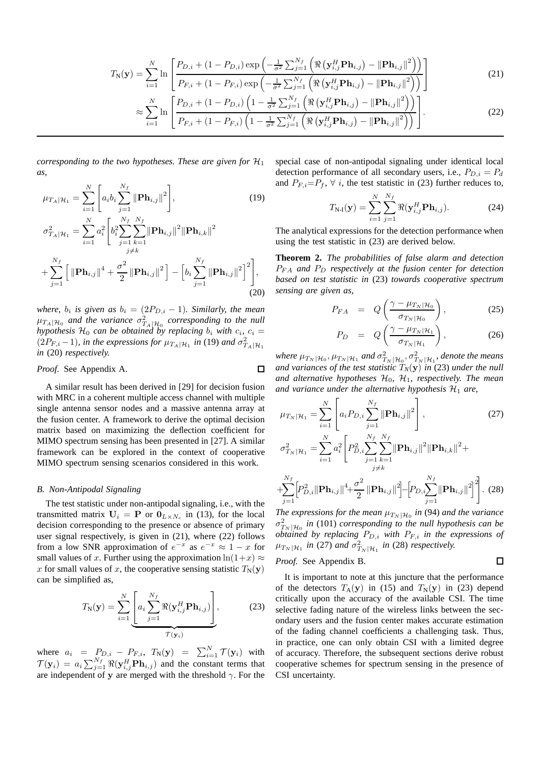$$T_{\text{N}}(\mathbf{y}) = \sum_{i=1}^{N} \ln \left[ \frac{P_{D,i} + (1 - P_{D,i}) \exp\left( -\frac{1}{\sigma^2} \sum_{j=1}^{N_f} \left( \Re\left( \mathbf{y}_{i,j}^H \mathbf{P} \mathbf{h}_{i,j} \right) - \|\mathbf{P}\mathbf{h}_{i,j}\|^2 \right) \right)}{P_{F,i} + (1 - P_{F,i}) \exp\left( -\frac{1}{\sigma^2} \sum_{j=1}^{N_f} \left( \Re\left( \mathbf{y}_{i,j}^H \mathbf{P} \mathbf{h}_{i,j} \right) - \|\mathbf{P}\mathbf{h}_{i,j}\|^2 \right) \right)} \right] \tag{21}$$

$$\approx \sum_{i=1}^{N} \ln \left[ \frac{P_{D,i} + (1 - P_{D,i}) \left( 1 - \frac{1}{\sigma^2} \sum_{j=1}^{N_f} \left( \Re\left( \mathbf{y}_{i,j}^H \mathbf{P} \mathbf{h}_{i,j} \right) - \|\mathbf{P}\mathbf{h}_{i,j}\|^2 \right) \right)}{P_{F,i} + (1 - P_{F,i}) \left( 1 - \frac{1}{\sigma^2} \sum_{j=1}^{N_f} \left( \Re\left( \mathbf{y}_{i,j}^H \mathbf{P} \mathbf{h}_{i,j} \right) - \|\mathbf{P}\mathbf{h}_{i,j}\|^2 \right) \right)} \right]. \tag{22}$$

*corresponding to the two hypotheses. These are given for $\mathcal{H}_1$ as,*

$$\mu_{T_A|\mathcal{H}_1} = \sum_{i=1}^{N} \left[ a_i b_i \sum_{j=1}^{N_f} \|\mathbf{P}\mathbf{h}_{i,j}\|^2 \right], \tag{19}$$

$$\sigma^2_{T_A|\mathcal{H}_1} = \sum_{i=1}^{N} a_i^2 \Bigg[ b_i^2 \sum_{j=1}^{N_f} \sum_{\substack{k=1 \\ j \neq k}}^{N_f} \|\mathbf{P}\mathbf{h}_{i,j}\|^2 \|\mathbf{P}\mathbf{h}_{i,k}\|^2$$
$$+ \sum_{j=1}^{N_f} \Big[ \|\mathbf{P}\mathbf{h}_{i,j}\|^4 + \frac{\sigma^2}{2} \|\mathbf{P}\mathbf{h}_{i,j}\|^2 \Big] - \Big[ b_i \sum_{j=1}^{N_f} \|\mathbf{P}\mathbf{h}_{i,j}\|^2 \Big]^2 \Bigg], \tag{20}$$

*where, $b_i$ is given as $b_i = (2P_{D,i} - 1)$. Similarly, the mean $\mu_{T_A|\mathcal{H}_0}$ and the variance $\sigma^2_{T_A|\mathcal{H}_0}$ corresponding to the null hypothesis $\mathcal{H}_0$ can be obtained by replacing $b_i$ with $c_i$, $c_i = (2P_{F,i} - 1)$, in the expressions for $\mu_{T_A|\mathcal{H}_1}$ in* (19) *and $\sigma^2_{T_A|\mathcal{H}_1}$ in* (20) *respectively.*

*Proof.* See Appendix A. □

A similar result has been derived in [29] for decision fusion with MRC in a coherent multiple access channel with multiple single antenna sensor nodes and a massive antenna array at the fusion center. A framework to derive the optimal decision matrix based on maximizing the deflection coefficient for MIMO spectrum sensing has been presented in [27]. A similar framework can be explored in the context of cooperative MIMO spectrum sensing scenarios considered in this work.

### *B. Non-Antipodal Signaling*

The test statistic under non-antipodal signaling, i.e., with the transmitted matrix $\mathbf{U}_i = \mathbf{P}$ or $\mathbf{0}_{L \times N_c}$ in (13), for the local decision corresponding to the presence or absence of primary user signal respectively, is given in (21), where (22) follows from a low SNR approximation of $e^{-x}$ as $e^{-x} \approx 1 - x$ for small values of $x$. Further using the approximation $\ln(1+x) \approx x$ for small values of $x$, the cooperative sensing statistic $T_{\text{N}}(\mathbf{y})$ can be simplified as,

$$T_{\text{N}}(\mathbf{y}) = \sum_{i=1}^{N} \underbrace{\left[ a_i \sum_{j=1}^{N_f} \Re(\mathbf{y}_{i,j}^H \mathbf{P}\mathbf{h}_{i,j}) \right]}_{\mathcal{T}(\mathbf{y}_i)}, \tag{23}$$

where $a_i = P_{D,i} - P_{F,i}$, $T_{\text{N}}(\mathbf{y}) = \sum_{i=1}^{N} \mathcal{T}(\mathbf{y}_i)$ with $\mathcal{T}(\mathbf{y}_i) = a_i \sum_{j=1}^{N_f} \Re(\mathbf{y}_{i,j}^H \mathbf{P}\mathbf{h}_{i,j})$ and the constant terms that are independent of $\mathbf{y}$ are merged with the threshold $\gamma$. For the special case of non-antipodal signaling under identical local detection performance of all secondary users, i.e., $P_{D,i} = P_d$ and $P_{F,i} = P_f$, $\forall\, i$, the test statistic in (23) further reduces to,

$$T_{\text{N-I}}(\mathbf{y}) = \sum_{i=1}^{N} \sum_{j=1}^{N_f} \Re(\mathbf{y}_{i,j}^H \mathbf{P}\mathbf{h}_{i,j}). \tag{24}$$

The analytical expressions for the detection performance when using the test statistic in (23) are derived below.

**Theorem 2.** *The probabilities of false alarm and detection $P_{FA}$ and $P_D$ respectively at the fusion center for detection based on test statistic in* (23) *towards cooperative spectrum sensing are given as,*

$$P_{FA} = Q\left( \frac{\gamma - \mu_{T_N|\mathcal{H}_0}}{\sigma_{T_N|\mathcal{H}_0}} \right), \tag{25}$$

$$P_{D} = Q\left( \frac{\gamma - \mu_{T_N|\mathcal{H}_1}}{\sigma_{T_N|\mathcal{H}_1}} \right), \tag{26}$$

*where $\mu_{T_N|\mathcal{H}_0}, \mu_{T_N|\mathcal{H}_1}$ and $\sigma^2_{T_N|\mathcal{H}_0}, \sigma^2_{T_N|\mathcal{H}_1}$, denote the means and variances of the test statistic $T_{\text{N}}(\mathbf{y})$ in* (23) *under the null and alternative hypotheses $\mathcal{H}_0$, $\mathcal{H}_1$, respectively. The mean and variance under the alternative hypothesis $\mathcal{H}_1$ are,*

$$\mu_{T_N|\mathcal{H}_1} = \sum_{i=1}^{N} \left[ a_i P_{D,i} \sum_{j=1}^{N_f} \|\mathbf{P}\mathbf{h}_{i,j}\|^2 \right], \tag{27}$$

$$\sigma^2_{T_N|\mathcal{H}_1} = \sum_{i=1}^{N} a_i^2 \Bigg[ P_{D,i}^2 \sum_{j=1}^{N_f} \sum_{\substack{k=1 \\ j \neq k}}^{N_f} \|\mathbf{P}\mathbf{h}_{i,j}\|^2 \|\mathbf{P}\mathbf{h}_{i,k}\|^2 +$$
$$+ \sum_{j=1}^{N_f} \Big[ P_{D,i}^2 \|\mathbf{P}\mathbf{h}_{i,j}\|^4 + \frac{\sigma^2}{2} \|\mathbf{P}\mathbf{h}_{i,j}\|^2 \Big] - \Big[ P_{D,i} \sum_{j=1}^{N_f} \|\mathbf{P}\mathbf{h}_{i,j}\|^2 \Big]^2 \Bigg]. \tag{28}$$

*The expressions for the mean $\mu_{T_N|\mathcal{H}_0}$ in* (94) *and the variance $\sigma^2_{T_N|\mathcal{H}_0}$ in* (101) *corresponding to the null hypothesis can be obtained by replacing $P_{D,i}$ with $P_{F,i}$ in the expressions of $\mu_{T_N|\mathcal{H}_1}$ in* (27) *and $\sigma^2_{T_N|\mathcal{H}_1}$ in* (28) *respectively.*

*Proof.* See Appendix B. □

It is important to note at this juncture that the performance of the detectors $T_{\text{A}}(\mathbf{y})$ in (15) and $T_{\text{N}}(\mathbf{y})$ in (23) depend critically upon the accuracy of the available CSI. The time selective fading nature of the wireless links between the secondary users and the fusion center makes accurate estimation of the fading channel coefficients a challenging task. Thus, in practice, one can only obtain CSI with a limited degree of accuracy. Therefore, the subsequent sections derive robust cooperative schemes for spectrum sensing in the presence of CSI uncertainty.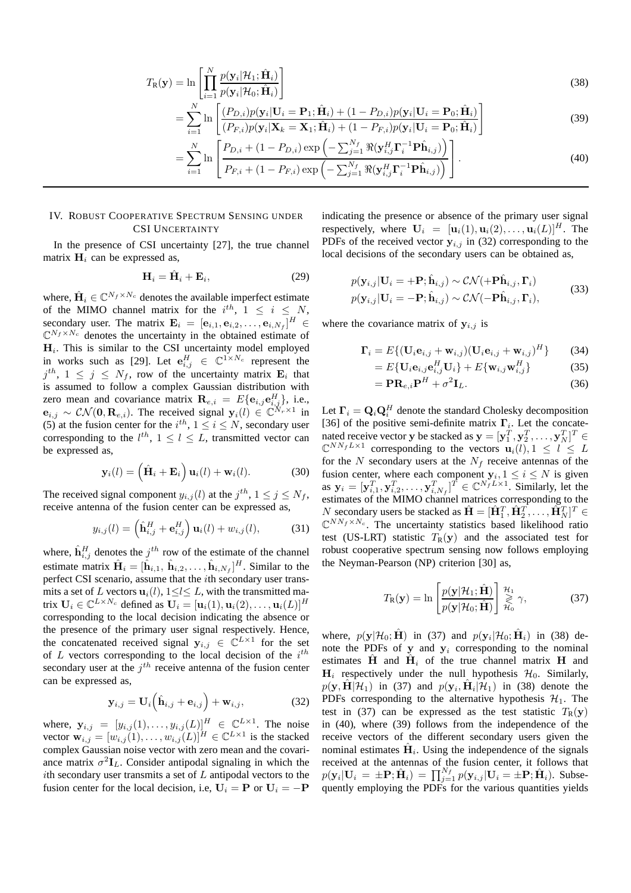$$T_{\text{R}}(\mathbf{y}) = \ln \left[ \prod_{i=1}^{N} \frac{p(\mathbf{y}_i|\mathcal{H}_1; \hat{\mathbf{H}}_i)}{p(\mathbf{y}_i|\mathcal{H}_0; \hat{\mathbf{H}}_i)} \right] \tag{38}$$

$$= \sum_{i=1}^{N} \ln \left[ \frac{(P_{D,i}) p(\mathbf{y}_i|\mathbf{U}_i = \mathbf{P}_1; \hat{\mathbf{H}}_i) + (1 - P_{D,i}) p(\mathbf{y}_i|\mathbf{U}_i = \mathbf{P}_0; \hat{\mathbf{H}}_i)}{(P_{F,i}) p(\mathbf{y}_i|\mathbf{X}_k = \mathbf{X}_1; \hat{\mathbf{H}}_i) + (1 - P_{F,i}) p(\mathbf{y}_i|\mathbf{U}_i = \mathbf{P}_0; \hat{\mathbf{H}}_i)} \right] \tag{39}$$

$$= \sum_{i=1}^{N} \ln \left[ \frac{P_{D,i} + (1 - P_{D,i}) \exp\left( -\sum_{j=1}^{N_f} \Re(\mathbf{y}_{i,j}^H \mathbf{\Gamma}_i^{-1} \mathbf{P} \hat{\mathbf{h}}_{i,j}) \right)}{P_{F,i} + (1 - P_{F,i}) \exp\left( -\sum_{j=1}^{N_f} \Re(\mathbf{y}_{i,j}^H \mathbf{\Gamma}_i^{-1} \mathbf{P} \hat{\mathbf{h}}_{i,j}) \right)} \right]. \tag{40}$$

## IV. Robust Cooperative Spectrum Sensing under CSI Uncertainty

In the presence of CSI uncertainty [27], the true channel matrix $\mathbf{H}_i$ can be expressed as,

$$\mathbf{H}_i = \hat{\mathbf{H}}_i + \mathbf{E}_i, \tag{29}$$

where, $\hat{\mathbf{H}}_i \in \mathbb{C}^{N_f \times N_c}$ denotes the available imperfect estimate of the MIMO channel matrix for the $i^{th}$, $1 \leq i \leq N$, secondary user. The matrix $\mathbf{E}_i = [\mathbf{e}_{i,1}, \mathbf{e}_{i,2}, \ldots, \mathbf{e}_{i,N_f}]^H \in \mathbb{C}^{N_f \times N_c}$ denotes the uncertainty in the obtained estimate of $\mathbf{H}_i$. This is similar to the CSI uncertainty model employed in works such as [29]. Let $\mathbf{e}_{i,j}^H \in \mathbb{C}^{1 \times N_c}$ represent the $j^{th}$, $1 \leq j \leq N_f$, row of the uncertainty matrix $\mathbf{E}_i$ that is assumed to follow a complex Gaussian distribution with zero mean and covariance matrix $\mathbf{R}_{e,i} = E\{\mathbf{e}_{i,j}\mathbf{e}_{i,j}^H\}$, i.e., $\mathbf{e}_{i,j} \sim \mathcal{CN}(\mathbf{0}, \mathbf{R}_{e,i})$. The received signal $\mathbf{y}_i(l) \in \mathbb{C}^{N_r \times 1}$ in (5) at the fusion center for the $i^{th}$, $1 \leq i \leq N$, secondary user corresponding to the $l^{th}$, $1 \leq l \leq L$, transmitted vector can be expressed as,

$$\mathbf{y}_i(l) = \left( \hat{\mathbf{H}}_i + \mathbf{E}_i \right) \mathbf{u}_i(l) + \mathbf{w}_i(l). \tag{30}$$

The received signal component $y_{i,j}(l)$ at the $j^{th}$, $1 \leq j \leq N_f$, receive antenna of the fusion center can be expressed as,

$$y_{i,j}(l) = \left( \hat{\mathbf{h}}_{i,j}^H + \mathbf{e}_{i,j}^H \right) \mathbf{u}_i(l) + w_{i,j}(l), \tag{31}$$

where, $\hat{\mathbf{h}}_{i,j}^H$ denotes the $j^{th}$ row of the estimate of the channel estimate matrix $\hat{\mathbf{H}}_i = [\hat{\mathbf{h}}_{i,1}, \hat{\mathbf{h}}_{i,2}, \ldots, \hat{\mathbf{h}}_{i,N_f}]^H$. Similar to the perfect CSI scenario, assume that the $i$th secondary user transmits a set of $L$ vectors $\mathbf{u}_i(l)$, $1 \leq l \leq L$, with the transmitted matrix $\mathbf{U}_i \in \mathbb{C}^{L \times N_c}$ defined as $\mathbf{U}_i = [\mathbf{u}_i(1), \mathbf{u}_i(2), \ldots, \mathbf{u}_i(L)]^H$ corresponding to the local decision indicating the absence or the presence of the primary user signal respectively. Hence, the concatenated received signal $\mathbf{y}_{i,j} \in \mathbb{C}^{L \times 1}$ for the set of $L$ vectors corresponding to the local decision of the $i^{th}$ secondary user at the $j^{th}$ receive antenna of the fusion center can be expressed as,

$$\mathbf{y}_{i,j} = \mathbf{U}_i \left( \hat{\mathbf{h}}_{i,j} + \mathbf{e}_{i,j} \right) + \mathbf{w}_{i,j}, \tag{32}$$

where, $\mathbf{y}_{i,j} = [y_{i,j}(1), \ldots, y_{i,j}(L)]^H \in \mathbb{C}^{L \times 1}$. The noise vector $\mathbf{w}_{i,j} = [w_{i,j}(1), \ldots, w_{i,j}(L)]^H \in \mathbb{C}^{L \times 1}$ is the stacked complex Gaussian noise vector with zero mean and the covariance matrix $\sigma^2 \mathbf{I}_L$. Consider antipodal signaling in which the $i$th secondary user transmits a set of $L$ antipodal vectors to the fusion center for the local decision, i.e, $\mathbf{U}_i = \mathbf{P}$ or $\mathbf{U}_i = -\mathbf{P}$ indicating the presence or absence of the primary user signal respectively, where $\mathbf{U}_i = [\mathbf{u}_i(1), \mathbf{u}_i(2), \ldots, \mathbf{u}_i(L)]^H$. The PDFs of the received vector $\mathbf{y}_{i,j}$ in (32) corresponding to the local decisions of the secondary users can be obtained as,

$$\begin{aligned} p(\mathbf{y}_{i,j}|\mathbf{U}_i = +\mathbf{P}; \hat{\mathbf{h}}_{i,j}) &\sim \mathcal{CN}(+\mathbf{P}\hat{\mathbf{h}}_{i,j}, \mathbf{\Gamma}_i) \\ p(\mathbf{y}_{i,j}|\mathbf{U}_i = -\mathbf{P}; \hat{\mathbf{h}}_{i,j}) &\sim \mathcal{CN}(-\mathbf{P}\hat{\mathbf{h}}_{i,j}, \mathbf{\Gamma}_i), \end{aligned} \tag{33}$$

where the covariance matrix of $\mathbf{y}_{i,j}$ is

$$\mathbf{\Gamma}_i = E\{(\mathbf{U}_i \mathbf{e}_{i,j} + \mathbf{w}_{i,j})(\mathbf{U}_i \mathbf{e}_{i,j} + \mathbf{w}_{i,j})^H\} \tag{34}$$

$$= E\{\mathbf{U}_i \mathbf{e}_{i,j} \mathbf{e}_{i,j}^H \mathbf{U}_i\} + E\{\mathbf{w}_{i,j} \mathbf{w}_{i,j}^H\} \tag{35}$$

$$= \mathbf{P}\mathbf{R}_{e,i}\mathbf{P}^H + \sigma^2 \mathbf{I}_L. \tag{36}$$

Let $\mathbf{\Gamma}_i = \mathbf{Q}_i \mathbf{Q}_i^H$ denote the standard Cholesky decomposition [36] of the positive semi-definite matrix $\mathbf{\Gamma}_i$. Let the concatenated receive vector $\mathbf{y}$ be stacked as $\mathbf{y} = [\mathbf{y}_1^T, \mathbf{y}_2^T, \ldots, \mathbf{y}_N^T]^T \in \mathbb{C}^{N N_f L \times 1}$ corresponding to the vectors $\mathbf{u}_i(l), 1 \leq l \leq L$ for the $N$ secondary users at the $N_f$ receive antennas of the fusion center, where each component $\mathbf{y}_i, 1 \leq i \leq N$ is given as $\mathbf{y}_i = [\mathbf{y}_{i,1}^T, \mathbf{y}_{i,2}^T, \ldots, \mathbf{y}_{i,N_f}^T]^T \in \mathbb{C}^{N_f L \times 1}$. Similarly, let the estimates of the MIMO channel matrices corresponding to the $N$ secondary users be stacked as $\hat{\mathbf{H}} = [\hat{\mathbf{H}}_1^T, \hat{\mathbf{H}}_2^T, \ldots, \hat{\mathbf{H}}_N^T]^T \in \mathbb{C}^{N N_f \times N_c}$. The uncertainty statistics based likelihood ratio test (US-LRT) statistic $T_{\text{R}}(\mathbf{y})$ and the associated test for robust cooperative spectrum sensing now follows employing the Neyman-Pearson (NP) criterion [30] as,

$$T_{\text{R}}(\mathbf{y}) = \ln \left[ \frac{p(\mathbf{y}|\mathcal{H}_1; \hat{\mathbf{H}})}{p(\mathbf{y}|\mathcal{H}_0; \hat{\mathbf{H}})} \right] \underset{\mathcal{H}_0}{\overset{\mathcal{H}_1}{\gtrless}} \gamma, \tag{37}$$

where, $p(\mathbf{y}|\mathcal{H}_0; \hat{\mathbf{H}})$ in (37) and $p(\mathbf{y}_i|\mathcal{H}_0; \hat{\mathbf{H}}_i)$ in (38) denote the PDFs of $\mathbf{y}$ and $\mathbf{y}_i$ corresponding to the nominal estimates $\hat{\mathbf{H}}$ and $\hat{\mathbf{H}}_i$ of the true channel matrix $\mathbf{H}$ and $\mathbf{H}_i$ respectively under the null hypothesis $\mathcal{H}_0$. Similarly, $p(\mathbf{y}, \hat{\mathbf{H}}|\mathcal{H}_1)$ in (37) and $p(\mathbf{y}_i, \hat{\mathbf{H}}_i|\mathcal{H}_1)$ in (38) denote the PDFs corresponding to the alternative hypothesis $\mathcal{H}_1$. The test in (37) can be expressed as the test statistic $T_{\text{R}}(\mathbf{y})$ in (40), where (39) follows from the independence of the receive vectors of the different secondary users given the nominal estimates $\hat{\mathbf{H}}_i$. Using the independence of the signals received at the antennas of the fusion center, it follows that $p(\mathbf{y}_i|\mathbf{U}_i = \pm\mathbf{P}; \hat{\mathbf{H}}_i) = \prod_{j=1}^{N_f} p(\mathbf{y}_{i,j}|\mathbf{U}_i = \pm\mathbf{P}; \hat{\mathbf{H}}_i)$. Subsequently employing the PDFs for the various quantities yields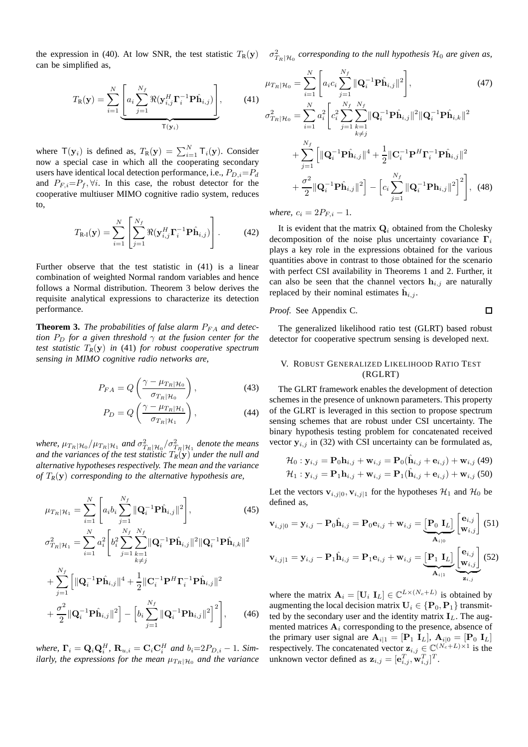the expression in (40). At low SNR, the test statistic $T_{\mathrm{R}}(\mathbf{y})$ can be simplified as,

$$T_{\mathrm{R}}(\mathbf{y}) = \sum_{i=1}^{N} \underbrace{\left[ a_i \sum_{j=1}^{N_f} \Re(\mathbf{y}_{i,j}^H \mathbf{\Gamma}_i^{-1} \mathbf{P} \hat{\mathbf{h}}_{i,j}) \right]}_{\mathsf{T}(\mathbf{y}_i)}, \tag{41}$$

where $\mathsf{T}(\mathbf{y}_i)$ is defined as, $T_{\mathrm{R}}(\mathbf{y}) = \sum_{i=1}^{N} \mathsf{T}_i(\mathbf{y})$. Consider now a special case in which all the cooperating secondary users have identical local detection performance, i.e., $P_{D,i}{=}P_d$ and $P_{F,i}{=}P_f, \forall i$. In this case, the robust detector for the cooperative multiuser MIMO cognitive radio system, reduces to,

$$T_{\text{R-I}}(\mathbf{y}) = \sum_{i=1}^{N} \left[ \sum_{j=1}^{N_f} \Re(\mathbf{y}_{i,j}^H \mathbf{\Gamma}_i^{-1} \mathbf{P} \hat{\mathbf{h}}_{i,j}) \right]. \tag{42}$$

Further observe that the test statistic in (41) is a linear combination of weighted Normal random variables and hence follows a Normal distribution. Theorem 3 below derives the requisite analytical expressions to characterize its detection performance.

**Theorem 3.** *The probabilities of false alarm $P_{FA}$ and detection $P_D$ for a given threshold $\gamma$ at the fusion center for the test statistic $T_R(\mathbf{y})$ in* (41) *for robust cooperative spectrum sensing in MIMO cognitive radio networks are,*

$$P_{FA} = Q\left( \frac{\gamma - \mu_{T_R|\mathcal{H}_0}}{\sigma_{T_R|\mathcal{H}_0}} \right), \tag{43}$$

$$P_{D} = Q\left( \frac{\gamma - \mu_{T_R|\mathcal{H}_1}}{\sigma_{T_R|\mathcal{H}_1}} \right), \tag{44}$$

*where, $\mu_{T_R|\mathcal{H}_0}/\mu_{T_R|\mathcal{H}_1}$ and $\sigma^2_{T_R|\mathcal{H}_0}/\sigma^2_{T_R|\mathcal{H}_1}$ denote the means and the variances of the test statistic $T_R(\mathbf{y})$ under the null and alternative hypotheses respectively. The mean and the variance of $T_R(\mathbf{y})$ corresponding to the alternative hypothesis are,*

$$\mu_{T_R|\mathcal{H}_1} = \sum_{i=1}^{N} \left[ a_i b_i \sum_{j=1}^{N_f} \|\mathbf{Q}_i^{-1} \mathbf{P} \hat{\mathbf{h}}_{i,j}\|^2 \right], \tag{45}$$

$$\begin{aligned}
\sigma^2_{T_R|\mathcal{H}_1} = \sum_{i=1}^{N} a_i^2 \Bigg[ & b_i^2 \sum_{j=1}^{N_f} \sum_{\substack{k=1 \\ k \neq j}}^{N_f} \|\mathbf{Q}_i^{-1} \mathbf{P} \hat{\mathbf{h}}_{i,j}\|^2 \|\mathbf{Q}_i^{-1} \mathbf{P} \hat{\mathbf{h}}_{i,k}\|^2 \\
& + \sum_{j=1}^{N_f} \Big[ \|\mathbf{Q}_i^{-1} \mathbf{P} \hat{\mathbf{h}}_{i,j}\|^4 + \frac{1}{2} \|\mathbf{C}_i^{-1} \mathbf{P}^H \mathbf{\Gamma}_i^{-1} \mathbf{P} \hat{\mathbf{h}}_{i,j}\|^2 \\
& + \frac{\sigma^2}{2} \|\mathbf{Q}_i^{-1} \mathbf{P} \hat{\mathbf{h}}_{i,j}\|^2 \Big] - \Big[ b_i \sum_{j=1}^{N_f} \|\mathbf{Q}_i^{-1} \mathbf{P} \mathbf{h}_{i,j}\|^2 \Big]^2 \Bigg],
\end{aligned} \tag{46}$$

*where, $\mathbf{\Gamma}_i = \mathbf{Q}_i \mathbf{Q}_i^H$, $\mathbf{R}_{u,i} = \mathbf{C}_i \mathbf{C}_i^H$ and $b_i{=}2P_{D,i} - 1$. Similarly, the expressions for the mean $\mu_{T_R|\mathcal{H}_0}$ and the variance $\sigma^2_{T_R|\mathcal{H}_0}$ corresponding to the null hypothesis $\mathcal{H}_0$ are given as,*

$$\mu_{T_R|\mathcal{H}_0} = \sum_{i=1}^{N} \left[ a_i c_i \sum_{j=1}^{N_f} \|\mathbf{Q}_i^{-1} \mathbf{P} \hat{\mathbf{h}}_{i,j}\|^2 \right], \tag{47}$$

$$\begin{aligned}
\sigma^2_{T_R|\mathcal{H}_0} = \sum_{i=1}^{N} a_i^2 \Bigg[ & c_i^2 \sum_{j=1}^{N_f} \sum_{\substack{k=1 \\ k \neq j}}^{N_f} \|\mathbf{Q}_i^{-1} \mathbf{P} \hat{\mathbf{h}}_{i,j}\|^2 \|\mathbf{Q}_i^{-1} \mathbf{P} \hat{\mathbf{h}}_{i,k}\|^2 \\
& + \sum_{j=1}^{N_f} \Big[ \|\mathbf{Q}_i^{-1} \mathbf{P} \hat{\mathbf{h}}_{i,j}\|^4 + \frac{1}{2} \|\mathbf{C}_i^{-1} \mathbf{P}^H \mathbf{\Gamma}_i^{-1} \mathbf{P} \hat{\mathbf{h}}_{i,j}\|^2 \\
& + \frac{\sigma^2}{2} \|\mathbf{Q}_i^{-1} \mathbf{P} \hat{\mathbf{h}}_{i,j}\|^2 \Big] - \Big[ c_i \sum_{j=1}^{N_f} \|\mathbf{Q}_i^{-1} \mathbf{P} \mathbf{h}_{i,j}\|^2 \Big]^2 \Bigg],
\end{aligned} \tag{48}$$

*where, $c_i = 2P_{F,i} - 1$.*

It is evident that the matrix $\mathbf{Q}_i$ obtained from the Cholesky decomposition of the noise plus uncertainty covariance $\mathbf{\Gamma}_i$ plays a key role in the expressions obtained for the various quantities above in contrast to those obtained for the scenario with perfect CSI availability in Theorems 1 and 2. Further, it can also be seen that the channel vectors $\mathbf{h}_{i,j}$ are naturally replaced by their nominal estimates $\hat{\mathbf{h}}_{i,j}$.

*Proof.* See Appendix C. □

The generalized likelihood ratio test (GLRT) based robust detector for cooperative spectrum sensing is developed next.

## V. Robust Generalized Likelihood Ratio Test (RGLRT)

The GLRT framework enables the development of detection schemes in the presence of unknown parameters. This property of the GLRT is leveraged in this section to propose spectrum sensing schemes that are robust under CSI uncertainty. The binary hypothesis testing problem for concatenated received vector $\mathbf{y}_{i,j}$ in (32) with CSI uncertainty can be formulated as,

$$\mathcal{H}_0 : \mathbf{y}_{i,j} = \mathbf{P}_0 \mathbf{h}_{i,j} + \mathbf{w}_{i,j} = \mathbf{P}_0 (\hat{\mathbf{h}}_{i,j} + \mathbf{e}_{i,j}) + \mathbf{w}_{i,j} \tag{49}$$

$$\mathcal{H}_1 : \mathbf{y}_{i,j} = \mathbf{P}_1 \mathbf{h}_{i,j} + \mathbf{w}_{i,j} = \mathbf{P}_1 (\hat{\mathbf{h}}_{i,j} + \mathbf{e}_{i,j}) + \mathbf{w}_{i,j} \tag{50}$$

Let the vectors $\mathbf{v}_{i,j|0}, \mathbf{v}_{i,j|1}$ for the hypotheses $\mathcal{H}_1$ and $\mathcal{H}_0$ be defined as,

$$\mathbf{v}_{i,j|0} = \mathbf{y}_{i,j} - \mathbf{P}_0 \hat{\mathbf{h}}_{i,j} = \mathbf{P}_0 \mathbf{e}_{i,j} + \mathbf{w}_{i,j} = \underbrace{\begin{bmatrix} \mathbf{P}_0 & \mathbf{I}_L \end{bmatrix}}_{\mathbf{A}_{i|0}} \begin{bmatrix} \mathbf{e}_{i,j} \\ \mathbf{w}_{i,j} \end{bmatrix} \tag{51}$$

$$\mathbf{v}_{i,j|1} = \mathbf{y}_{i,j} - \mathbf{P}_1 \hat{\mathbf{h}}_{i,j} = \mathbf{P}_1 \mathbf{e}_{i,j} + \mathbf{w}_{i,j} = \underbrace{\begin{bmatrix} \mathbf{P}_1 & \mathbf{I}_L \end{bmatrix}}_{\mathbf{A}_{i|1}} \underbrace{\begin{bmatrix} \mathbf{e}_{i,j} \\ \mathbf{w}_{i,j} \end{bmatrix}}_{\mathbf{z}_{i,j}} \tag{52}$$

where the matrix $\mathbf{A}_i = [\mathbf{U}_i \ \mathbf{I}_L] \in \mathbb{C}^{L \times (N_c + L)}$ is obtained by augmenting the local decision matrix $\mathbf{U}_i \in \{\mathbf{P}_0, \mathbf{P}_1\}$ transmitted by the secondary user and the identity matrix $\mathbf{I}_L$. The augmented matrices $\mathbf{A}_i$ corresponding to the presence, absence of the primary user signal are $\mathbf{A}_{i|1} = [\mathbf{P}_1 \ \mathbf{I}_L]$, $\mathbf{A}_{i|0} = [\mathbf{P}_0 \ \mathbf{I}_L]$ respectively. The concatenated vector $\mathbf{z}_{i,j} \in \mathbb{C}^{(N_c+L) \times 1}$ is the unknown vector defined as $\mathbf{z}_{i,j} = [\mathbf{e}_{i,j}^T, \mathbf{w}_{i,j}^T]^T$.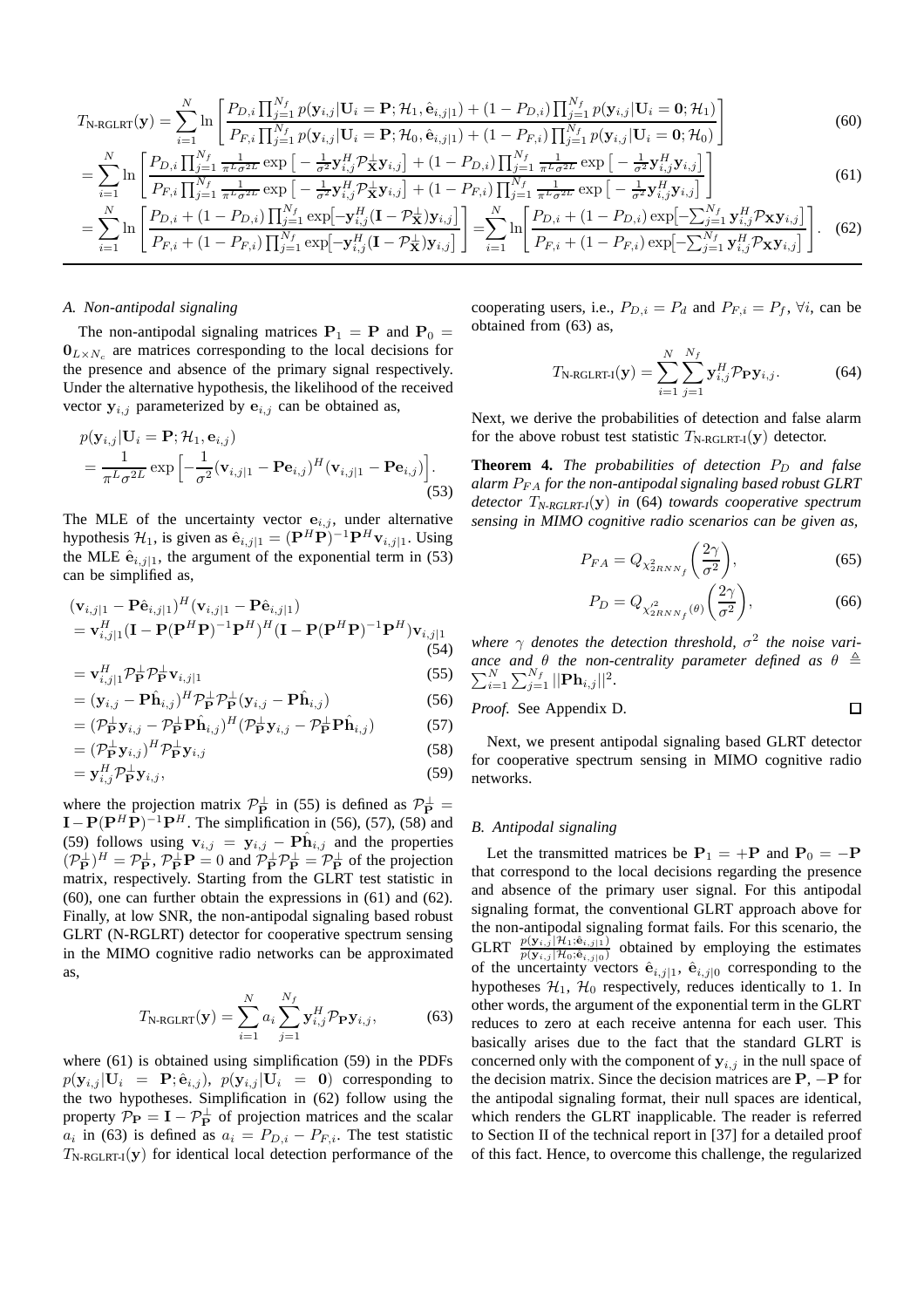$$T_{\text{N-RGLRT}}(\mathbf{y}) = \sum_{i=1}^{N} \ln\left[\frac{P_{D,i}\prod_{j=1}^{N_f} p(\mathbf{y}_{i,j}|\mathbf{U}_i=\mathbf{P};\mathcal{H}_1,\hat{\mathbf{e}}_{i,j|1}) + (1-P_{D,i})\prod_{j=1}^{N_f} p(\mathbf{y}_{i,j}|\mathbf{U}_i=\mathbf{0};\mathcal{H}_1)}{P_{F,i}\prod_{j=1}^{N_f} p(\mathbf{y}_{i,j}|\mathbf{U}_i=\mathbf{P};\mathcal{H}_0,\hat{\mathbf{e}}_{i,j|1}) + (1-P_{F,i})\prod_{j=1}^{N_f} p(\mathbf{y}_{i,j}|\mathbf{U}_i=\mathbf{0};\mathcal{H}_0)}\right] \tag{60}$$

$$= \sum_{i=1}^{N} \ln\left[\frac{P_{D,i}\prod_{j=1}^{N_f}\frac{1}{\pi^L\sigma^{2L}}\exp\left[-\frac{1}{\sigma^2}\mathbf{y}_{i,j}^H\mathcal{P}_{\mathbf{X}}^{\perp}\mathbf{y}_{i,j}\right] + (1-P_{D,i})\prod_{j=1}^{N_f}\frac{1}{\pi^L\sigma^{2L}}\exp\left[-\frac{1}{\sigma^2}\mathbf{y}_{i,j}^H\mathbf{y}_{i,j}\right]}{P_{F,i}\prod_{j=1}^{N_f}\frac{1}{\pi^L\sigma^{2L}}\exp\left[-\frac{1}{\sigma^2}\mathbf{y}_{i,j}^H\mathcal{P}_{\mathbf{X}}^{\perp}\mathbf{y}_{i,j}\right] + (1-P_{F,i})\prod_{j=1}^{N_f}\frac{1}{\pi^L\sigma^{2L}}\exp\left[-\frac{1}{\sigma^2}\mathbf{y}_{i,j}^H\mathbf{y}_{i,j}\right]}\right] \tag{61}$$

$$= \sum_{i=1}^{N} \ln\left[\frac{P_{D,i} + (1-P_{D,i})\prod_{j=1}^{N_f}\exp\left[-\mathbf{y}_{i,j}^H(\mathbf{I}-\mathcal{P}_{\mathbf{X}}^{\perp})\mathbf{y}_{i,j}\right]}{P_{F,i} + (1-P_{F,i})\prod_{j=1}^{N_f}\exp\left[-\mathbf{y}_{i,j}^H(\mathbf{I}-\mathcal{P}_{\mathbf{X}}^{\perp})\mathbf{y}_{i,j}\right]}\right] = \sum_{i=1}^{N} \ln\left[\frac{P_{D,i} + (1-P_{D,i})\exp\left[-\sum_{j=1}^{N_f}\mathbf{y}_{i,j}^H\mathcal{P}_{\mathbf{X}}\mathbf{y}_{i,j}\right]}{P_{F,i} + (1-P_{F,i})\exp\left[-\sum_{j=1}^{N_f}\mathbf{y}_{i,j}^H\mathcal{P}_{\mathbf{X}}\mathbf{y}_{i,j}\right]}\right]. \tag{62}$$

### A. Non-antipodal signaling

The non-antipodal signaling matrices $\mathbf{P}_1 = \mathbf{P}$ and $\mathbf{P}_0 = \mathbf{0}_{L\times N_c}$ are matrices corresponding to the local decisions for the presence and absence of the primary signal respectively. Under the alternative hypothesis, the likelihood of the received vector $\mathbf{y}_{i,j}$ parameterized by $\mathbf{e}_{i,j}$ can be obtained as,

$$p(\mathbf{y}_{i,j}|\mathbf{U}_i=\mathbf{P};\mathcal{H}_1,\mathbf{e}_{i,j}) = \frac{1}{\pi^L\sigma^{2L}}\exp\Big[-\frac{1}{\sigma^2}(\mathbf{v}_{i,j|1}-\mathbf{P}\mathbf{e}_{i,j})^H(\mathbf{v}_{i,j|1}-\mathbf{P}\mathbf{e}_{i,j})\Big]. \tag{53}$$

The MLE of the uncertainty vector $\mathbf{e}_{i,j}$, under alternative hypothesis $\mathcal{H}_1$, is given as $\hat{\mathbf{e}}_{i,j|1} = (\mathbf{P}^H\mathbf{P})^{-1}\mathbf{P}^H\mathbf{v}_{i,j|1}$. Using the MLE $\hat{\mathbf{e}}_{i,j|1}$, the argument of the exponential term in (53) can be simplified as,

$$\begin{aligned}
&(\mathbf{v}_{i,j|1}-\mathbf{P}\hat{\mathbf{e}}_{i,j|1})^H(\mathbf{v}_{i,j|1}-\mathbf{P}\hat{\mathbf{e}}_{i,j|1}) \\
&= \mathbf{v}_{i,j|1}^H(\mathbf{I}-\mathbf{P}(\mathbf{P}^H\mathbf{P})^{-1}\mathbf{P}^H)^H(\mathbf{I}-\mathbf{P}(\mathbf{P}^H\mathbf{P})^{-1}\mathbf{P}^H)\mathbf{v}_{i,j|1} &(54)\\
&= \mathbf{v}_{i,j|1}^H\mathcal{P}_{\mathbf{P}}^{\perp}\mathcal{P}_{\mathbf{P}}^{\perp}\mathbf{v}_{i,j|1} &(55)\\
&= (\mathbf{y}_{i,j}-\mathbf{P}\hat{\mathbf{h}}_{i,j})^H\mathcal{P}_{\mathbf{P}}^{\perp}\mathcal{P}_{\mathbf{P}}^{\perp}(\mathbf{y}_{i,j}-\mathbf{P}\hat{\mathbf{h}}_{i,j}) &(56)\\
&= (\mathcal{P}_{\mathbf{P}}^{\perp}\mathbf{y}_{i,j}-\mathcal{P}_{\mathbf{P}}^{\perp}\mathbf{P}\hat{\mathbf{h}}_{i,j})^H(\mathcal{P}_{\mathbf{P}}^{\perp}\mathbf{y}_{i,j}-\mathcal{P}_{\mathbf{P}}^{\perp}\mathbf{P}\hat{\mathbf{h}}_{i,j}) &(57)\\
&= (\mathcal{P}_{\mathbf{P}}^{\perp}\mathbf{y}_{i,j})^H\mathcal{P}_{\mathbf{P}}^{\perp}\mathbf{y}_{i,j} &(58)\\
&= \mathbf{y}_{i,j}^H\mathcal{P}_{\mathbf{P}}^{\perp}\mathbf{y}_{i,j}, &(59)
\end{aligned}$$

where the projection matrix $\mathcal{P}_{\mathbf{P}}^{\perp}$ in (55) is defined as $\mathcal{P}_{\mathbf{P}}^{\perp} = \mathbf{I}-\mathbf{P}(\mathbf{P}^H\mathbf{P})^{-1}\mathbf{P}^H$. The simplification in (56), (57), (58) and (59) follows using $\mathbf{v}_{i,j} = \mathbf{y}_{i,j} - \mathbf{P}\hat{\mathbf{h}}_{i,j}$ and the properties $(\mathcal{P}_{\mathbf{P}}^{\perp})^H = \mathcal{P}_{\mathbf{P}}^{\perp}$, $\mathcal{P}_{\mathbf{P}}^{\perp}\mathbf{P} = 0$ and $\mathcal{P}_{\mathbf{P}}^{\perp}\mathcal{P}_{\mathbf{P}}^{\perp} = \mathcal{P}_{\mathbf{P}}^{\perp}$ of the projection matrix, respectively. Starting from the GLRT test statistic in (60), one can further obtain the expressions in (61) and (62). Finally, at low SNR, the non-antipodal signaling based robust GLRT (N-RGLRT) detector for cooperative spectrum sensing in the MIMO cognitive radio networks can be approximated as,

$$T_{\text{N-RGLRT}}(\mathbf{y}) = \sum_{i=1}^{N} a_i\sum_{j=1}^{N_f}\mathbf{y}_{i,j}^H\mathcal{P}_{\mathbf{P}}\mathbf{y}_{i,j}, \tag{63}$$

where (61) is obtained using simplification (59) in the PDFs $p(\mathbf{y}_{i,j}|\mathbf{U}_i = \mathbf{P};\hat{\mathbf{e}}_{i,j})$, $p(\mathbf{y}_{i,j}|\mathbf{U}_i = \mathbf{0})$ corresponding to the two hypotheses. Simplification in (62) follow using the property $\mathcal{P}_{\mathbf{P}} = \mathbf{I}-\mathcal{P}_{\mathbf{P}}^{\perp}$ of projection matrices and the scalar $a_i$ in (63) is defined as $a_i = P_{D,i} - P_{F,i}$. The test statistic $T_{\text{N-RGLRT-I}}(\mathbf{y})$ for identical local detection performance of the cooperating users, i.e., $P_{D,i} = P_d$ and $P_{F,i} = P_f$, $\forall i$, can be obtained from (63) as,

$$T_{\text{N-RGLRT-I}}(\mathbf{y}) = \sum_{i=1}^{N}\sum_{j=1}^{N_f}\mathbf{y}_{i,j}^H\mathcal{P}_{\mathbf{P}}\mathbf{y}_{i,j}. \tag{64}$$

Next, we derive the probabilities of detection and false alarm for the above robust test statistic $T_{\text{N-RGLRT-I}}(\mathbf{y})$ detector.

**Theorem 4.** *The probabilities of detection $P_D$ and false alarm $P_{FA}$ for the non-antipodal signaling based robust GLRT detector $T_{\text{N-RGLRT-I}}(\mathbf{y})$ in* (64) *towards cooperative spectrum sensing in MIMO cognitive radio scenarios can be given as,*

$$P_{FA} = Q_{\chi^2_{2RNN_f}}\left(\frac{2\gamma}{\sigma^2}\right), \tag{65}$$

$$P_D = Q_{\chi'^2_{2RNN_f}(\theta)}\left(\frac{2\gamma}{\sigma^2}\right), \tag{66}$$

*where $\gamma$ denotes the detection threshold, $\sigma^2$ the noise variance and $\theta$ the non-centrality parameter defined as $\theta \triangleq \sum_{i=1}^{N}\sum_{j=1}^{N_f}||\mathbf{P}\mathbf{h}_{i,j}||^2$.*

*Proof.* See Appendix D. ◻

Next, we present antipodal signaling based GLRT detector for cooperative spectrum sensing in MIMO cognitive radio networks.

### B. Antipodal signaling

Let the transmitted matrices be $\mathbf{P}_1 = +\mathbf{P}$ and $\mathbf{P}_0 = -\mathbf{P}$ that correspond to the local decisions regarding the presence and absence of the primary user signal. For this antipodal signaling format, the conventional GLRT approach above for the non-antipodal signaling format fails. For this scenario, the GLRT $\frac{p(\mathbf{y}_{i,j}|\mathcal{H}_1;\hat{\mathbf{e}}_{i,j|1})}{p(\mathbf{y}_{i,j}|\mathcal{H}_0;\hat{\mathbf{e}}_{i,j|0})}$ obtained by employing the estimates of the uncertainty vectors $\hat{\mathbf{e}}_{i,j|1}$, $\hat{\mathbf{e}}_{i,j|0}$ corresponding to the hypotheses $\mathcal{H}_1$, $\mathcal{H}_0$ respectively, reduces identically to 1. In other words, the argument of the exponential term in the GLRT reduces to zero at each receive antenna for each user. This basically arises due to the fact that the standard GLRT is concerned only with the component of $\mathbf{y}_{i,j}$ in the null space of the decision matrix. Since the decision matrices are $\mathbf{P}$, $-\mathbf{P}$ for the antipodal signaling format, their null spaces are identical, which renders the GLRT inapplicable. The reader is referred to Section II of the technical report in [37] for a detailed proof of this fact. Hence, to overcome this challenge, the regularized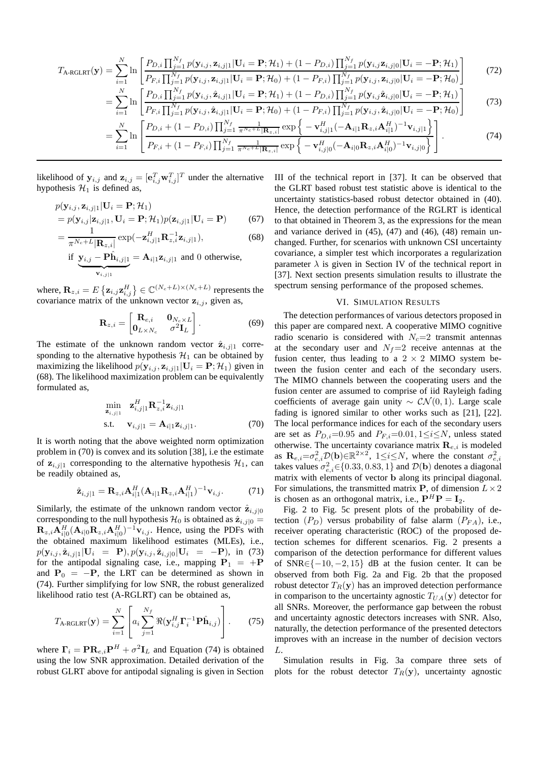$$T_{\text{A-RGLRT}}(\mathbf{y}) = \sum_{i=1}^{N} \ln \left[ \frac{P_{D,i} \prod_{j=1}^{N_f} p(\mathbf{y}_{i,j}, \mathbf{z}_{i,j|1} | \mathbf{U}_i = \mathbf{P}; \mathcal{H}_1) + (1 - P_{D,i}) \prod_{j=1}^{N_f} p(\mathbf{y}_{i,j} \mathbf{z}_{i,j|0} | \mathbf{U}_i = -\mathbf{P}; \mathcal{H}_1)}{P_{F,i} \prod_{j=1}^{N_f} p(\mathbf{y}_{i,j}, \mathbf{z}_{i,j|1} | \mathbf{U}_i = \mathbf{P}; \mathcal{H}_0) + (1 - P_{F,i}) \prod_{j=1}^{N_f} p(\mathbf{y}_{i,j} \mathbf{z}_{i,j|0} | \mathbf{U}_i = -\mathbf{P}; \mathcal{H}_0)} \right] \tag{72}$$

$$= \sum_{i=1}^{N} \ln \left[ \frac{P_{D,i} \prod_{j=1}^{N_f} p(\mathbf{y}_{i,j}, \hat{\mathbf{z}}_{i,j|1} | \mathbf{U}_i = \mathbf{P}; \mathcal{H}_1) + (1 - P_{D,i}) \prod_{j=1}^{N_f} p(\mathbf{y}_{i,j} \hat{\mathbf{z}}_{i,j|0} | \mathbf{U}_i = -\mathbf{P}; \mathcal{H}_1)}{P_{F,i} \prod_{j=1}^{N_f} p(\mathbf{y}_{i,j}, \hat{\mathbf{z}}_{i,j|1} | \mathbf{U}_i = \mathbf{P}; \mathcal{H}_0) + (1 - P_{F,i}) \prod_{j=1}^{N_f} p(\mathbf{y}_{i,j}, \hat{\mathbf{z}}_{i,j|0} | \mathbf{U}_i = -\mathbf{P}; \mathcal{H}_0)} \right] \tag{73}$$

$$= \sum_{i=1}^{N} \ln \left[ \frac{P_{D,i} + (1 - P_{D,i}) \prod_{j=1}^{N_f} \frac{1}{\pi^{N_c+L} |\mathbf{R}_{z,i}|} \exp\left\{ -\mathbf{v}_{i,j|1}^H (-\mathbf{A}_{i|1} \mathbf{R}_{z,i} \mathbf{A}_{i|1}^H)^{-1} \mathbf{v}_{i,j|1} \right\}}{P_{F,i} + (1 - P_{F,i}) \prod_{j=1}^{N_f} \frac{1}{\pi^{N_c+L} |\mathbf{R}_{z,i}|} \exp\left\{ -\mathbf{v}_{i,j|0}^H (-\mathbf{A}_{i|0} \mathbf{R}_{z,i} \mathbf{A}_{i|0}^H)^{-1} \mathbf{v}_{i,j|0} \right\}} \right]. \tag{74}$$

likelihood of $\mathbf{y}_{i,j}$ and $\mathbf{z}_{i,j} = [\mathbf{e}_{i,j}^T \mathbf{w}_{i,j}^T]^T$ under the alternative hypothesis $\mathcal{H}_1$ is defined as,

$$p(\mathbf{y}_{i,j}, \mathbf{z}_{i,j|1} | \mathbf{U}_i = \mathbf{P}; \mathcal{H}_1)$$
$$= p(\mathbf{y}_{i,j} | \mathbf{z}_{i,j|1}, \mathbf{U}_i = \mathbf{P}; \mathcal{H}_1) p(\mathbf{z}_{i,j|1} | \mathbf{U}_i = \mathbf{P}) \tag{67}$$
$$= \frac{1}{\pi^{N_c+L} |\mathbf{R}_{z,i}|} \exp(-\mathbf{z}_{i,j|1}^H \mathbf{R}_{z,i}^{-1} \mathbf{z}_{i,j|1}), \tag{68}$$
$$\text{if } \underbrace{\mathbf{y}_{i,j} - \mathbf{P}\hat{\mathbf{h}}_{i,j|1}}_{\mathbf{v}_{i,j|1}} = \mathbf{A}_{i|1} \mathbf{z}_{i,j|1} \text{ and } 0 \text{ otherwise,}$$

where, $\mathbf{R}_{z,i} = E\left\{\mathbf{z}_{i,j} \mathbf{z}_{i,j}^H\right\} \in \mathbb{C}^{(N_c+L) \times (N_c+L)}$ represents the covariance matrix of the unknown vector $\mathbf{z}_{i,j}$, given as,

$$\mathbf{R}_{z,i} = \begin{bmatrix} \mathbf{R}_{e,i} & \mathbf{0}_{N_c \times L} \\ \mathbf{0}_{L \times N_c} & \sigma^2 \mathbf{I}_L \end{bmatrix}. \tag{69}$$

The estimate of the unknown random vector $\hat{\mathbf{z}}_{i,j|1}$ corresponding to the alternative hypothesis $\mathcal{H}_1$ can be obtained by maximizing the likelihood $p(\mathbf{y}_{i,j}, \mathbf{z}_{i,j|1} | \mathbf{U}_i = \mathbf{P}; \mathcal{H}_1)$ given in (68). The likelihood maximization problem can be equivalently formulated as,

$$\begin{aligned} \min_{\mathbf{z}_{i,j|1}} \quad & \mathbf{z}_{i,j|1}^H \mathbf{R}_{z,i}^{-1} \mathbf{z}_{i,j|1} \\ \text{s.t.} \quad & \mathbf{v}_{i,j|1} = \mathbf{A}_{i|1} \mathbf{z}_{i,j|1}. \end{aligned} \tag{70}$$

It is worth noting that the above weighted norm optimization problem in (70) is convex and its solution [38], i.e the estimate of $\mathbf{z}_{i,j|1}$ corresponding to the alternative hypothesis $\mathcal{H}_1$, can be readily obtained as,

$$\hat{\mathbf{z}}_{i,j|1} = \mathbf{R}_{z,i} \mathbf{A}_{i|1}^H (\mathbf{A}_{i|1} \mathbf{R}_{z,i} \mathbf{A}_{i|1}^H)^{-1} \mathbf{v}_{i,j}. \tag{71}$$

Similarly, the estimate of the unknown random vector $\hat{\mathbf{z}}_{i,j|0}$ corresponding to the null hypothesis $\mathcal{H}_0$ is obtained as $\hat{\mathbf{z}}_{i,j|0} = \mathbf{R}_{z,i} \mathbf{A}_{i|0}^H (\mathbf{A}_{i|0} \mathbf{R}_{z,i} \mathbf{A}_{i|0}^H)^{-1} \mathbf{v}_{i,j}$. Hence, using the PDFs with the obtained maximum likelihood estimates (MLEs), i.e., $p(\mathbf{y}_{i,j}, \hat{\mathbf{z}}_{i,j|1} | \mathbf{U}_i = \mathbf{P}), p(\mathbf{y}_{i,j}, \hat{\mathbf{z}}_{i,j|0} | \mathbf{U}_i = -\mathbf{P})$, in (73) for the antipodal signaling case, i.e., mapping $\mathbf{P}_1 = +\mathbf{P}$ and $\mathbf{P}_0 = -\mathbf{P}$, the LRT can be determined as shown in (74). Further simplifying for low SNR, the robust generalized likelihood ratio test (A-RGLRT) can be obtained as,

$$T_{\text{A-RGLRT}}(\mathbf{y}) = \sum_{i=1}^{N} \left[ a_i \sum_{j=1}^{N_f} \Re(\mathbf{y}_{i,j}^H \mathbf{\Gamma}_i^{-1} \mathbf{P} \hat{\mathbf{h}}_{i,j}) \right]. \tag{75}$$

where $\mathbf{\Gamma}_i = \mathbf{P} \mathbf{R}_{e,i} \mathbf{P}^H + \sigma^2 \mathbf{I}_L$ and Equation (74) is obtained using the low SNR approximation. Detailed derivation of the robust GLRT above for antipodal signaling is given in Section III of the technical report in [37]. It can be observed that the GLRT based robust test statistic above is identical to the uncertainty statistics-based robust detector obtained in (40). Hence, the detection performance of the RGLRT is identical to that obtained in Theorem 3, as the expressions for the mean and variance derived in (45), (47) and (46), (48) remain unchanged. Further, for scenarios with unknown CSI uncertainty covariance, a simpler test which incorporates a regularization parameter $\lambda$ is given in Section IV of the technical report in [37]. Next section presents simulation results to illustrate the spectrum sensing performance of the proposed schemes.

## VI. Simulation Results

The detection performances of various detectors proposed in this paper are compared next. A cooperative MIMO cognitive radio scenario is considered with $N_c$=2 transmit antennas at the secondary user and $N_f$=2 receive antennas at the fusion center, thus leading to a $2 \times 2$ MIMO system between the fusion center and each of the secondary users. The MIMO channels between the cooperating users and the fusion center are assumed to comprise of iid Rayleigh fading coefficients of average gain unity $\sim \mathcal{CN}(0, 1)$. Large scale fading is ignored similar to other works such as [21], [22]. The local performance indices for each of the secondary users are set as $P_{D,i}$=0.95 and $P_{F,i}$=0.01, $1 \leq i \leq N$, unless stated otherwise. The uncertainty covariance matrix $\mathbf{R}_{e,i}$ is modeled as $\mathbf{R}_{e,i} = \sigma_{e,i}^2 \mathcal{D}(\mathbf{b}) \in \mathbb{R}^{2 \times 2}$, $1 \leq i \leq N$, where the constant $\sigma_{e,i}^2$ takes values $\sigma_{e,i}^2 \in \{0.33, 0.83, 1\}$ and $\mathcal{D}(\mathbf{b})$ denotes a diagonal matrix with elements of vector $\mathbf{b}$ along its principal diagonal. For simulations, the transmitted matrix $\mathbf{P}$, of dimension $L \times 2$ is chosen as an orthogonal matrix, i.e., $\mathbf{P}^H \mathbf{P} = \mathbf{I}_2$.

Fig. 2 to Fig. 5c present plots of the probability of detection ($P_D$) versus probability of false alarm ($P_{FA}$), i.e., receiver operating characteristic (ROC) of the proposed detection schemes for different scenarios. Fig. 2 presents a comparison of the detection performance for different values of SNR$\in \{-10, -2, 15\}$ dB at the fusion center. It can be observed from both Fig. 2a and Fig. 2b that the proposed robust detector $T_R(\mathbf{y})$ has an improved detection performance in comparison to the uncertainty agnostic $T_{UA}(\mathbf{y})$ detector for all SNRs. Moreover, the performance gap between the robust and uncertainty agnostic detectors increases with SNR. Also, naturally, the detection performance of the presented detectors improves with an increase in the number of decision vectors $L$.

Simulation results in Fig. 3a compare three sets of plots for the robust detector $T_R(\mathbf{y})$, uncertainty agnostic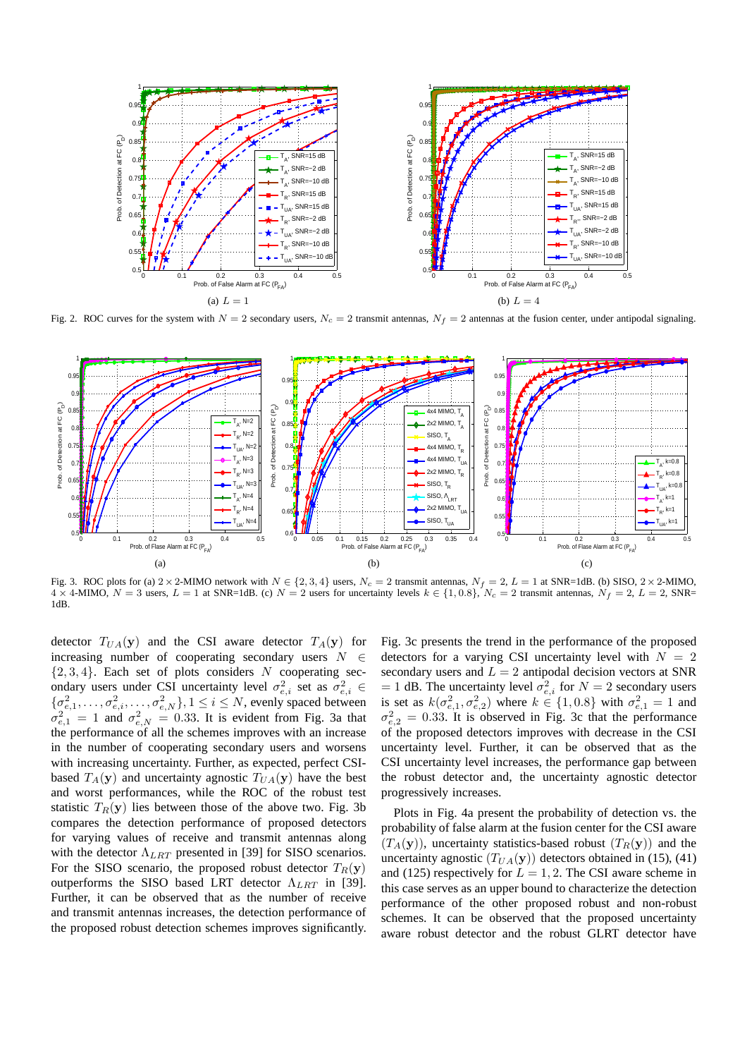(a) $L = 1$

(b) $L = 4$

Fig. 2. ROC curves for the system with $N = 2$ secondary users, $N_c = 2$ transmit antennas, $N_f = 2$ antennas at the fusion center, under antipodal signaling.

(a)

(b)

(c)

Fig. 3. ROC plots for (a) $2 \times 2$-MIMO network with $N \in \{2, 3, 4\}$ users, $N_c = 2$ transmit antennas, $N_f = 2$, $L = 1$ at SNR=1dB. (b) SISO, $2 \times 2$-MIMO, $4 \times 4$-MIMO, $N = 3$ users, $L = 1$ at SNR=1dB. (c) $N = 2$ users for uncertainty levels $k \in \{1, 0.8\}$, $N_c = 2$ transmit antennas, $N_f = 2$, $L = 2$, SNR= 1dB.

detector $T_{UA}(\mathbf{y})$ and the CSI aware detector $T_A(\mathbf{y})$ for increasing number of cooperating secondary users $N \in \{2, 3, 4\}$. Each set of plots considers $N$ cooperating secondary users under CSI uncertainty level $\sigma_{e,i}^2$ set as $\sigma_{e,i}^2 \in \{\sigma_{e,1}^2, \ldots, \sigma_{e,i}^2, \ldots, \sigma_{e,N}^2\}, 1 \le i \le N$, evenly spaced between $\sigma_{e,1}^2 = 1$ and $\sigma_{e,N}^2 = 0.33$. It is evident from Fig. 3a that the performance of all the schemes improves with an increase in the number of cooperating secondary users and worsens with increasing uncertainty. Further, as expected, perfect CSI-based $T_A(\mathbf{y})$ and uncertainty agnostic $T_{UA}(\mathbf{y})$ have the best and worst performances, while the ROC of the robust test statistic $T_R(\mathbf{y})$ lies between those of the above two. Fig. 3b compares the detection performance of proposed detectors for varying values of receive and transmit antennas along with the detector $\Lambda_{LRT}$ presented in [39] for SISO scenarios. For the SISO scenario, the proposed robust detector $T_R(\mathbf{y})$ outperforms the SISO based LRT detector $\Lambda_{LRT}$ in [39]. Further, it can be observed that as the number of receive and transmit antennas increases, the detection performance of the proposed robust detection schemes improves significantly.

Fig. 3c presents the trend in the performance of the proposed detectors for a varying CSI uncertainty level with $N = 2$ secondary users and $L = 2$ antipodal decision vectors at SNR $= 1$ dB. The uncertainty level $\sigma_{e,i}^2$ for $N = 2$ secondary users is set as $k(\sigma_{e,1}^2, \sigma_{e,2}^2)$ where $k \in \{1, 0.8\}$ with $\sigma_{e,1}^2 = 1$ and $\sigma_{e,2}^2 = 0.33$. It is observed in Fig. 3c that the performance of the proposed detectors improves with decrease in the CSI uncertainty level. Further, it can be observed that as the CSI uncertainty level increases, the performance gap between the robust detector and, the uncertainty agnostic detector progressively increases.

Plots in Fig. 4a present the probability of detection vs. the probability of false alarm at the fusion center for the CSI aware $(T_A(\mathbf{y}))$, uncertainty statistics-based robust $(T_R(\mathbf{y}))$ and the uncertainty agnostic $(T_{UA}(\mathbf{y}))$ detectors obtained in (15), (41) and (125) respectively for $L = 1, 2$. The CSI aware scheme in this case serves as an upper bound to characterize the detection performance of the other proposed robust and non-robust schemes. It can be observed that the proposed uncertainty aware robust detector and the robust GLRT detector have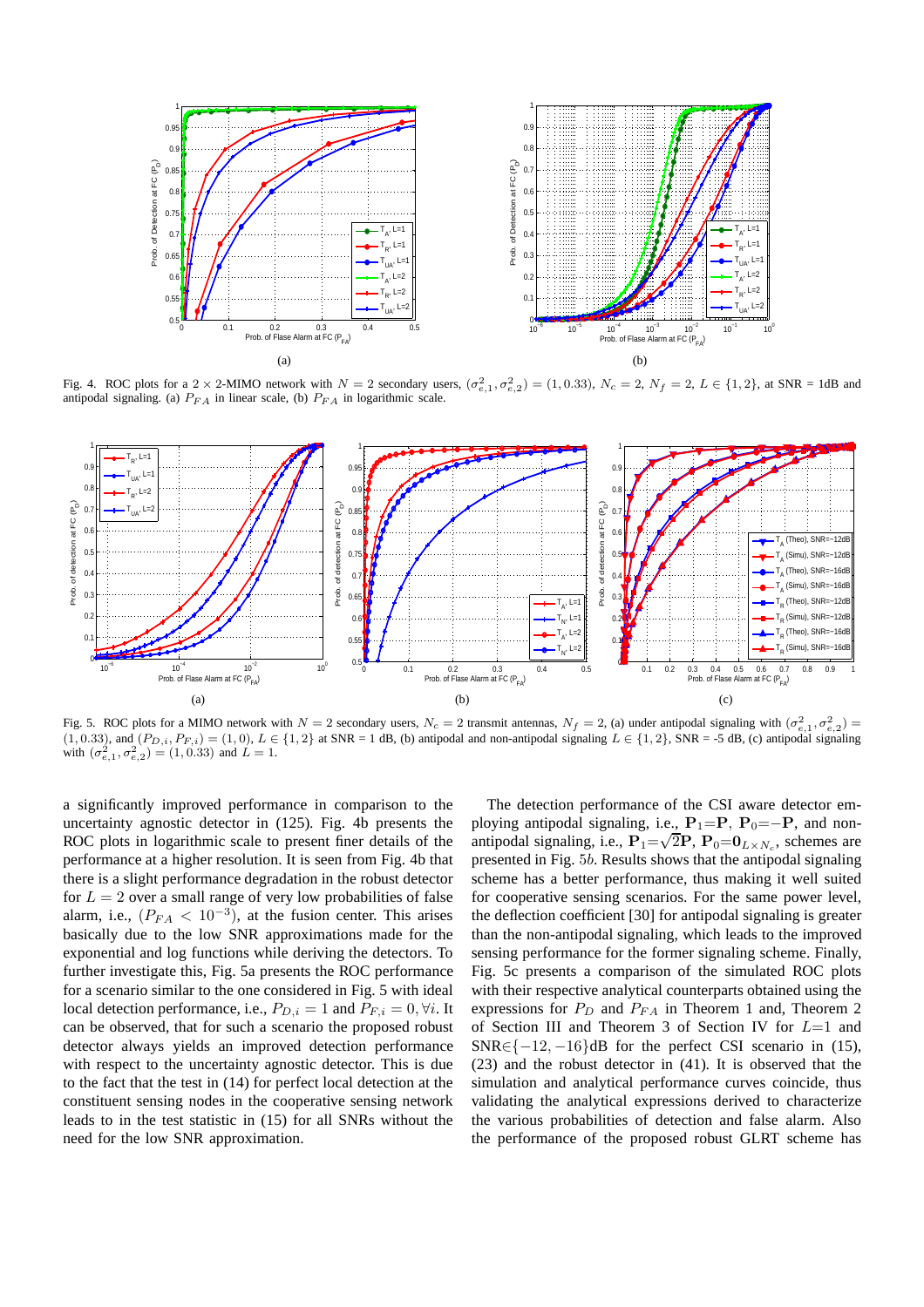Fig. 4. ROC plots for a $2 \times 2$-MIMO network with $N = 2$ secondary users, $(\sigma_{e,1}^2, \sigma_{e,2}^2) = (1, 0.33)$, $N_c = 2$, $N_f = 2$, $L \in \{1, 2\}$, at SNR = 1dB and antipodal signaling. (a) $P_{FA}$ in linear scale, (b) $P_{FA}$ in logarithmic scale.

Fig. 5. ROC plots for a MIMO network with $N = 2$ secondary users, $N_c = 2$ transmit antennas, $N_f = 2$, (a) under antipodal signaling with $(\sigma_{e,1}^2, \sigma_{e,2}^2) = (1, 0.33)$, and $(P_{D,i}, P_{F,i}) = (1, 0)$, $L \in \{1, 2\}$ at SNR = 1 dB, (b) antipodal and non-antipodal signaling $L \in \{1, 2\}$, SNR = -5 dB, (c) antipodal signaling with $(\sigma_{e,1}^2, \sigma_{e,2}^2) = (1, 0.33)$ and $L = 1$.

a significantly improved performance in comparison to the uncertainty agnostic detector in (125). Fig. 4b presents the ROC plots in logarithmic scale to present finer details of the performance at a higher resolution. It is seen from Fig. 4b that there is a slight performance degradation in the robust detector for $L = 2$ over a small range of very low probabilities of false alarm, i.e., $(P_{FA} < 10^{-3})$, at the fusion center. This arises basically due to the low SNR approximations made for the exponential and log functions while deriving the detectors. To further investigate this, Fig. 5a presents the ROC performance for a scenario similar to the one considered in Fig. 5 with ideal local detection performance, i.e., $P_{D,i} = 1$ and $P_{F,i} = 0, \forall i$. It can be observed, that for such a scenario the proposed robust detector always yields an improved detection performance with respect to the uncertainty agnostic detector. This is due to the fact that the test in (14) for perfect local detection at the constituent sensing nodes in the cooperative sensing network leads to in the test statistic in (15) for all SNRs without the need for the low SNR approximation.

The detection performance of the CSI aware detector employing antipodal signaling, i.e., $\mathbf{P}_1 = \mathbf{P}$, $\mathbf{P}_0 = -\mathbf{P}$, and non-antipodal signaling, i.e., $\mathbf{P}_1 = \sqrt{2}\mathbf{P}$, $\mathbf{P}_0 = \mathbf{0}_{L \times N_c}$, schemes are presented in Fig. 5*b*. Results shows that the antipodal signaling scheme has a better performance, thus making it well suited for cooperative sensing scenarios. For the same power level, the deflection coefficient [30] for antipodal signaling is greater than the non-antipodal signaling, which leads to the improved sensing performance for the former signaling scheme. Finally, Fig. 5c presents a comparison of the simulated ROC plots with their respective analytical counterparts obtained using the expressions for $P_D$ and $P_{FA}$ in Theorem 1 and, Theorem 2 of Section III and Theorem 3 of Section IV for $L$=1 and SNR$\in\{-12, -16\}$dB for the perfect CSI scenario in (15), (23) and the robust detector in (41). It is observed that the simulation and analytical performance curves coincide, thus validating the analytical expressions derived to characterize the various probabilities of detection and false alarm. Also the performance of the proposed robust GLRT scheme has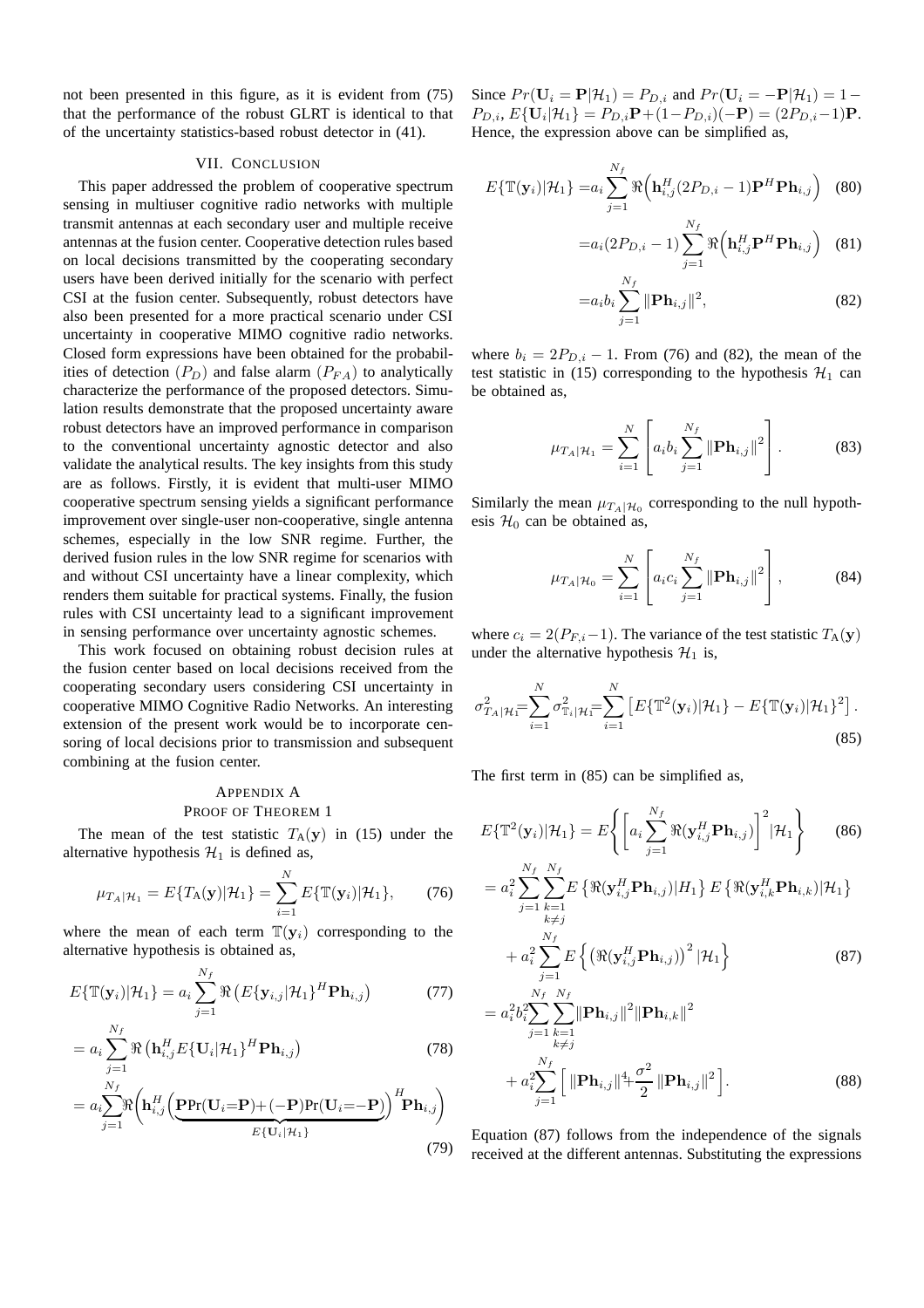not been presented in this figure, as it is evident from (75) that the performance of the robust GLRT is identical to that of the uncertainty statistics-based robust detector in (41).

## VII. Conclusion

This paper addressed the problem of cooperative spectrum sensing in multiuser cognitive radio networks with multiple transmit antennas at each secondary user and multiple receive antennas at the fusion center. Cooperative detection rules based on local decisions transmitted by the cooperating secondary users have been derived initially for the scenario with perfect CSI at the fusion center. Subsequently, robust detectors have also been presented for a more practical scenario under CSI uncertainty in cooperative MIMO cognitive radio networks. Closed form expressions have been obtained for the probabilities of detection $(P_D)$ and false alarm $(P_{FA})$ to analytically characterize the performance of the proposed detectors. Simulation results demonstrate that the proposed uncertainty aware robust detectors have an improved performance in comparison to the conventional uncertainty agnostic detector and also validate the analytical results. The key insights from this study are as follows. Firstly, it is evident that multi-user MIMO cooperative spectrum sensing yields a significant performance improvement over single-user non-cooperative, single antenna schemes, especially in the low SNR regime. Further, the derived fusion rules in the low SNR regime for scenarios with and without CSI uncertainty have a linear complexity, which renders them suitable for practical systems. Finally, the fusion rules with CSI uncertainty lead to a significant improvement in sensing performance over uncertainty agnostic schemes.

This work focused on obtaining robust decision rules at the fusion center based on local decisions received from the cooperating secondary users considering CSI uncertainty in cooperative MIMO Cognitive Radio Networks. An interesting extension of the present work would be to incorporate censoring of local decisions prior to transmission and subsequent combining at the fusion center.

## Appendix A
### Proof of Theorem 1

The mean of the test statistic $T_A(\mathbf{y})$ in (15) under the alternative hypothesis $\mathcal{H}_1$ is defined as,

$$\mu_{T_A|\mathcal{H}_1} = E\{T_A(\mathbf{y})|\mathcal{H}_1\} = \sum_{i=1}^{N} E\{\mathbb{T}(\mathbf{y}_i)|\mathcal{H}_1\}, \tag{76}$$

where the mean of each term $\mathbb{T}(\mathbf{y}_i)$ corresponding to the alternative hypothesis is obtained as,

$$E\{\mathbb{T}(\mathbf{y}_i)|\mathcal{H}_1\} = a_i \sum_{j=1}^{N_f} \Re\left(E\{\mathbf{y}_{i,j}|\mathcal{H}_1\}^H \mathbf{P}\mathbf{h}_{i,j}\right) \tag{77}$$

$$= a_i \sum_{j=1}^{N_f} \Re\left(\mathbf{h}_{i,j}^H E\{\mathbf{U}_i|\mathcal{H}_1\}^H \mathbf{P}\mathbf{h}_{i,j}\right) \tag{78}$$

$$= a_i \sum_{j=1}^{N_f} \Re\left(\mathbf{h}_{i,j}^H \Big(\underbrace{\mathbf{P}\Pr(\mathbf{U}_i{=}\mathbf{P}) + (-\mathbf{P})\Pr(\mathbf{U}_i{=}{-}\mathbf{P})}_{E\{\mathbf{U}_i|\mathcal{H}_1\}}\Big)^H \mathbf{P}\mathbf{h}_{i,j}\right) \tag{79}$$

Since $Pr(\mathbf{U}_i = \mathbf{P}|\mathcal{H}_1) = P_{D,i}$ and $Pr(\mathbf{U}_i = -\mathbf{P}|\mathcal{H}_1) = 1 - P_{D,i}$, $E\{\mathbf{U}_i|\mathcal{H}_1\} = P_{D,i}\mathbf{P} + (1-P_{D,i})(-\mathbf{P}) = (2P_{D,i}-1)\mathbf{P}$. Hence, the expression above can be simplified as,

$$E\{\mathbb{T}(\mathbf{y}_i)|\mathcal{H}_1\} = a_i \sum_{j=1}^{N_f} \Re\Big(\mathbf{h}_{i,j}^H (2P_{D,i}-1)\mathbf{P}^H \mathbf{P}\mathbf{h}_{i,j}\Big) \tag{80}$$

$$= a_i (2P_{D,i}-1) \sum_{j=1}^{N_f} \Re\Big(\mathbf{h}_{i,j}^H \mathbf{P}^H \mathbf{P}\mathbf{h}_{i,j}\Big) \tag{81}$$

$$= a_i b_i \sum_{j=1}^{N_f} \|\mathbf{P}\mathbf{h}_{i,j}\|^2, \tag{82}$$

where $b_i = 2P_{D,i} - 1$. From (76) and (82), the mean of the test statistic in (15) corresponding to the hypothesis $\mathcal{H}_1$ can be obtained as,

$$\mu_{T_A|\mathcal{H}_1} = \sum_{i=1}^{N} \left[ a_i b_i \sum_{j=1}^{N_f} \|\mathbf{P}\mathbf{h}_{i,j}\|^2 \right]. \tag{83}$$

Similarly the mean $\mu_{T_A|\mathcal{H}_0}$ corresponding to the null hypothesis $\mathcal{H}_0$ can be obtained as,

$$\mu_{T_A|\mathcal{H}_0} = \sum_{i=1}^{N} \left[ a_i c_i \sum_{j=1}^{N_f} \|\mathbf{P}\mathbf{h}_{i,j}\|^2 \right], \tag{84}$$

where $c_i = 2(P_{F,i}-1)$. The variance of the test statistic $T_A(\mathbf{y})$ under the alternative hypothesis $\mathcal{H}_1$ is,

$$\sigma^2_{T_A|\mathcal{H}_1} = \sum_{i=1}^{N} \sigma^2_{\mathbb{T}_i|\mathcal{H}_1} = \sum_{i=1}^{N} \left[ E\{\mathbb{T}^2(\mathbf{y}_i)|\mathcal{H}_1\} - E\{\mathbb{T}(\mathbf{y}_i)|\mathcal{H}_1\}^2 \right]. \tag{85}$$

The first term in (85) can be simplified as,

$$E\{\mathbb{T}^2(\mathbf{y}_i)|\mathcal{H}_1\} = E\left\{ \left[ a_i \sum_{j=1}^{N_f} \Re(\mathbf{y}_{i,j}^H \mathbf{P}\mathbf{h}_{i,j}) \right]^2 |\mathcal{H}_1 \right\} \tag{86}$$

$$= a_i^2 \sum_{j=1}^{N_f} \sum_{\substack{k=1 \\ k\neq j}}^{N_f} E\left\{\Re(\mathbf{y}_{i,j}^H \mathbf{P}\mathbf{h}_{i,j})|H_1\right\} E\left\{\Re(\mathbf{y}_{i,k}^H \mathbf{P}\mathbf{h}_{i,k})|\mathcal{H}_1\right\} + a_i^2 \sum_{j=1}^{N_f} E\left\{ \left(\Re(\mathbf{y}_{i,j}^H \mathbf{P}\mathbf{h}_{i,j})\right)^2 |\mathcal{H}_1 \right\} \tag{87}$$

$$= a_i^2 b_i^2 \sum_{j=1}^{N_f} \sum_{\substack{k=1 \\ k\neq j}}^{N_f} \|\mathbf{P}\mathbf{h}_{i,j}\|^2 \|\mathbf{P}\mathbf{h}_{i,k}\|^2 + a_i^2 \sum_{j=1}^{N_f} \left[ \|\mathbf{P}\mathbf{h}_{i,j}\|^4 + \frac{\sigma^2}{2} \|\mathbf{P}\mathbf{h}_{i,j}\|^2 \right]. \tag{88}$$

Equation (87) follows from the independence of the signals received at the different antennas. Substituting the expressions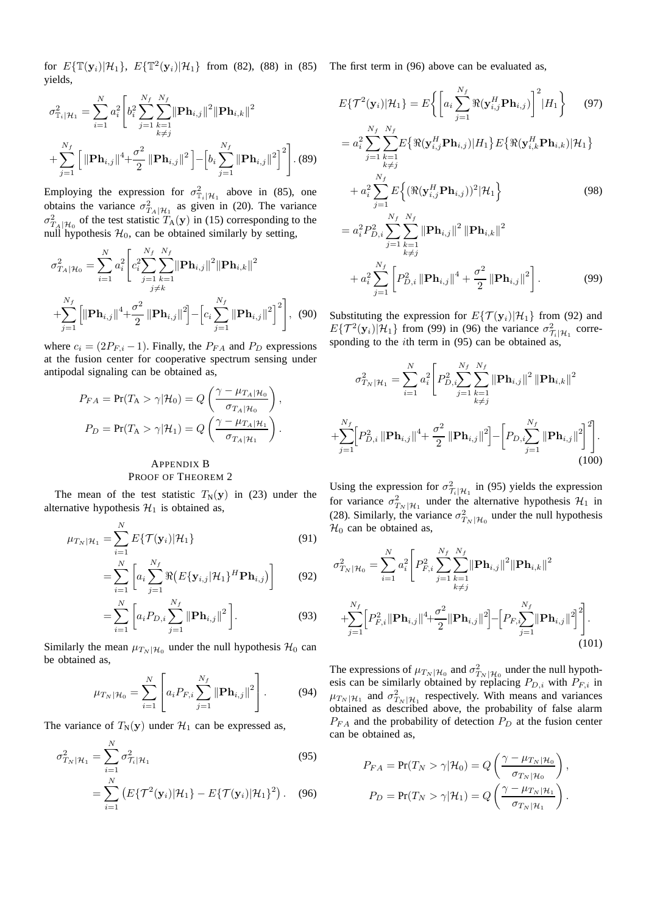for $E\{\mathbb{T}(\mathbf{y}_i)|\mathcal{H}_1\}$, $E\{\mathbb{T}^2(\mathbf{y}_i)|\mathcal{H}_1\}$ from (82), (88) in (85) yields,

$$\sigma^2_{\mathbb{T}_i|\mathcal{H}_1} = \sum_{i=1}^{N} a_i^2 \Bigg[ b_i^2 \sum_{j=1}^{N_f} \sum_{\substack{k=1 \\ k \neq j}}^{N_f} \|\mathbf{Ph}_{i,j}\|^2 \|\mathbf{Ph}_{i,k}\|^2 + \sum_{j=1}^{N_f} \Big[ \|\mathbf{Ph}_{i,j}\|^4 + \frac{\sigma^2}{2} \|\mathbf{Ph}_{i,j}\|^2 \Big] - \Big[ b_i \sum_{j=1}^{N_f} \|\mathbf{Ph}_{i,j}\|^2 \Big]^2 \Bigg]. \quad (89)$$

Employing the expression for $\sigma^2_{\mathbb{T}_i|\mathcal{H}_1}$ above in (85), one obtains the variance $\sigma^2_{T_A|\mathcal{H}_1}$ as given in (20). The variance $\sigma^2_{T_A|\mathcal{H}_0}$ of the test statistic $T_A(\mathbf{y})$ in (15) corresponding to the null hypothesis $\mathcal{H}_0$, can be obtained similarly by setting,

$$\sigma^2_{T_A|\mathcal{H}_0} = \sum_{i=1}^{N} a_i^2 \Bigg[ c_i^2 \sum_{j=1}^{N_f} \sum_{\substack{k=1 \\ j \neq k}}^{N_f} \|\mathbf{Ph}_{i,j}\|^2 \|\mathbf{Ph}_{i,k}\|^2 + \sum_{j=1}^{N_f} \Big[ \|\mathbf{Ph}_{i,j}\|^4 + \frac{\sigma^2}{2} \|\mathbf{Ph}_{i,j}\|^2 \Big] - \Big[ c_i \sum_{j=1}^{N_f} \|\mathbf{Ph}_{i,j}\|^2 \Big]^2 \Bigg], \quad (90)$$

where $c_i = (2P_{F,i} - 1)$. Finally, the $P_{FA}$ and $P_D$ expressions at the fusion center for cooperative spectrum sensing under antipodal signaling can be obtained as,

$$P_{FA} = \Pr(T_A > \gamma|\mathcal{H}_0) = Q\left( \frac{\gamma - \mu_{T_A|\mathcal{H}_0}}{\sigma_{T_A|\mathcal{H}_0}} \right),$$
$$P_D = \Pr(T_A > \gamma|\mathcal{H}_1) = Q\left( \frac{\gamma - \mu_{T_A|\mathcal{H}_1}}{\sigma_{T_A|\mathcal{H}_1}} \right).$$

## Appendix B
## Proof of Theorem 2

The mean of the test statistic $T_N(\mathbf{y})$ in (23) under the alternative hypothesis $\mathcal{H}_1$ is obtained as,

$$\mu_{T_N|\mathcal{H}_1} = \sum_{i=1}^{N} E\{\mathcal{T}(\mathbf{y}_i)|\mathcal{H}_1\} \quad (91)$$
$$= \sum_{i=1}^{N} \Bigg[ a_i \sum_{j=1}^{N_f} \Re\big( E\{\mathbf{y}_{i,j}|\mathcal{H}_1\}^H \mathbf{Ph}_{i,j} \big) \Bigg] \quad (92)$$
$$= \sum_{i=1}^{N} \Bigg[ a_i P_{D,i} \sum_{j=1}^{N_f} \|\mathbf{Ph}_{i,j}\|^2 \Bigg]. \quad (93)$$

Similarly the mean $\mu_{T_N|\mathcal{H}_0}$ under the null hypothesis $\mathcal{H}_0$ can be obtained as,

$$\mu_{T_N|\mathcal{H}_0} = \sum_{i=1}^{N} \Bigg[ a_i P_{F,i} \sum_{j=1}^{N_f} \|\mathbf{Ph}_{i,j}\|^2 \Bigg]. \quad (94)$$

The variance of $T_N(\mathbf{y})$ under $\mathcal{H}_1$ can be expressed as,

$$\sigma^2_{T_N|\mathcal{H}_1} = \sum_{i=1}^{N} \sigma^2_{\mathcal{T}_i|\mathcal{H}_1} \quad (95)$$
$$= \sum_{i=1}^{N} \left( E\{\mathcal{T}^2(\mathbf{y}_i)|\mathcal{H}_1\} - E\{\mathcal{T}(\mathbf{y}_i)|\mathcal{H}_1\}^2 \right). \quad (96)$$

The first term in (96) above can be evaluated as,

$$E\{\mathcal{T}^2(\mathbf{y}_i)|\mathcal{H}_1\} = E\Bigg\{ \Bigg[ a_i \sum_{j=1}^{N_f} \Re(\mathbf{y}_{i,j}^H \mathbf{Ph}_{i,j}) \Bigg]^2 |H_1 \Bigg\} \quad (97)$$
$$= a_i^2 \sum_{j=1}^{N_f} \sum_{\substack{k=1 \\ k \neq j}}^{N_f} E\big\{ \Re(\mathbf{y}_{i,j}^H \mathbf{Ph}_{i,j}) | H_1 \big\} E\big\{ \Re(\mathbf{y}_{i,k}^H \mathbf{Ph}_{i,k}) | \mathcal{H}_1 \big\} + a_i^2 \sum_{j=1}^{N_f} E\Big\{ (\Re(\mathbf{y}_{i,j}^H \mathbf{Ph}_{i,j}))^2 | \mathcal{H}_1 \Big\} \quad (98)$$
$$= a_i^2 P_{D,i}^2 \sum_{j=1}^{N_f} \sum_{\substack{k=1 \\ k \neq j}}^{N_f} \|\mathbf{Ph}_{i,j}\|^2 \|\mathbf{Ph}_{i,k}\|^2 + a_i^2 \sum_{j=1}^{N_f} \Bigg[ P_{D,i}^2 \|\mathbf{Ph}_{i,j}\|^4 + \frac{\sigma^2}{2} \|\mathbf{Ph}_{i,j}\|^2 \Bigg]. \quad (99)$$

Substituting the expression for $E\{\mathcal{T}(\mathbf{y}_i)|\mathcal{H}_1\}$ from (92) and $E\{\mathcal{T}^2(\mathbf{y}_i)|\mathcal{H}_1\}$ from (99) in (96) the variance $\sigma^2_{\mathcal{T}_i|\mathcal{H}_1}$ corresponding to the $i$th term in (95) can be obtained as,

$$\sigma^2_{T_N|\mathcal{H}_1} = \sum_{i=1}^{N} a_i^2 \Bigg[ P_{D,i}^2 \sum_{j=1}^{N_f} \sum_{\substack{k=1 \\ k \neq j}}^{N_f} \|\mathbf{Ph}_{i,j}\|^2 \|\mathbf{Ph}_{i,k}\|^2 + \sum_{j=1}^{N_f} \Big[ P_{D,i}^2 \|\mathbf{Ph}_{i,j}\|^4 + \frac{\sigma^2}{2} \|\mathbf{Ph}_{i,j}\|^2 \Big] - \Big[ P_{D,i} \sum_{j=1}^{N_f} \|\mathbf{Ph}_{i,j}\|^2 \Big]^2 \Bigg]. \quad (100)$$

Using the expression for $\sigma^2_{\mathcal{T}_i|\mathcal{H}_1}$ in (95) yields the expression for variance $\sigma^2_{T_N|\mathcal{H}_1}$ under the alternative hypothesis $\mathcal{H}_1$ in (28). Similarly, the variance $\sigma^2_{T_N|\mathcal{H}_0}$ under the null hypothesis $\mathcal{H}_0$ can be obtained as,

$$\sigma^2_{T_N|\mathcal{H}_0} = \sum_{i=1}^{N} a_i^2 \Bigg[ P_{F,i}^2 \sum_{j=1}^{N_f} \sum_{\substack{k=1 \\ k \neq j}}^{N_f} \|\mathbf{Ph}_{i,j}\|^2 \|\mathbf{Ph}_{i,k}\|^2 + \sum_{j=1}^{N_f} \Big[ P_{F,i}^2 \|\mathbf{Ph}_{i,j}\|^4 + \frac{\sigma^2}{2} \|\mathbf{Ph}_{i,j}\|^2 \Big] - \Big[ P_{F,i} \sum_{j=1}^{N_f} \|\mathbf{Ph}_{i,j}\|^2 \Big]^2 \Bigg]. \quad (101)$$

The expressions of $\mu_{T_N|\mathcal{H}_0}$ and $\sigma^2_{T_N|\mathcal{H}_0}$ under the null hypothesis can be similarly obtained by replacing $P_{D,i}$ with $P_{F,i}$ in $\mu_{T_N|\mathcal{H}_1}$ and $\sigma^2_{T_N|\mathcal{H}_1}$ respectively. With means and variances obtained as described above, the probability of false alarm $P_{FA}$ and the probability of detection $P_D$ at the fusion center can be obtained as,

$$P_{FA} = \Pr(T_N > \gamma|\mathcal{H}_0) = Q\left( \frac{\gamma - \mu_{T_N|\mathcal{H}_0}}{\sigma_{T_N|\mathcal{H}_0}} \right),$$
$$P_D = \Pr(T_N > \gamma|\mathcal{H}_1) = Q\left( \frac{\gamma - \mu_{T_N|\mathcal{H}_1}}{\sigma_{T_N|\mathcal{H}_1}} \right).$$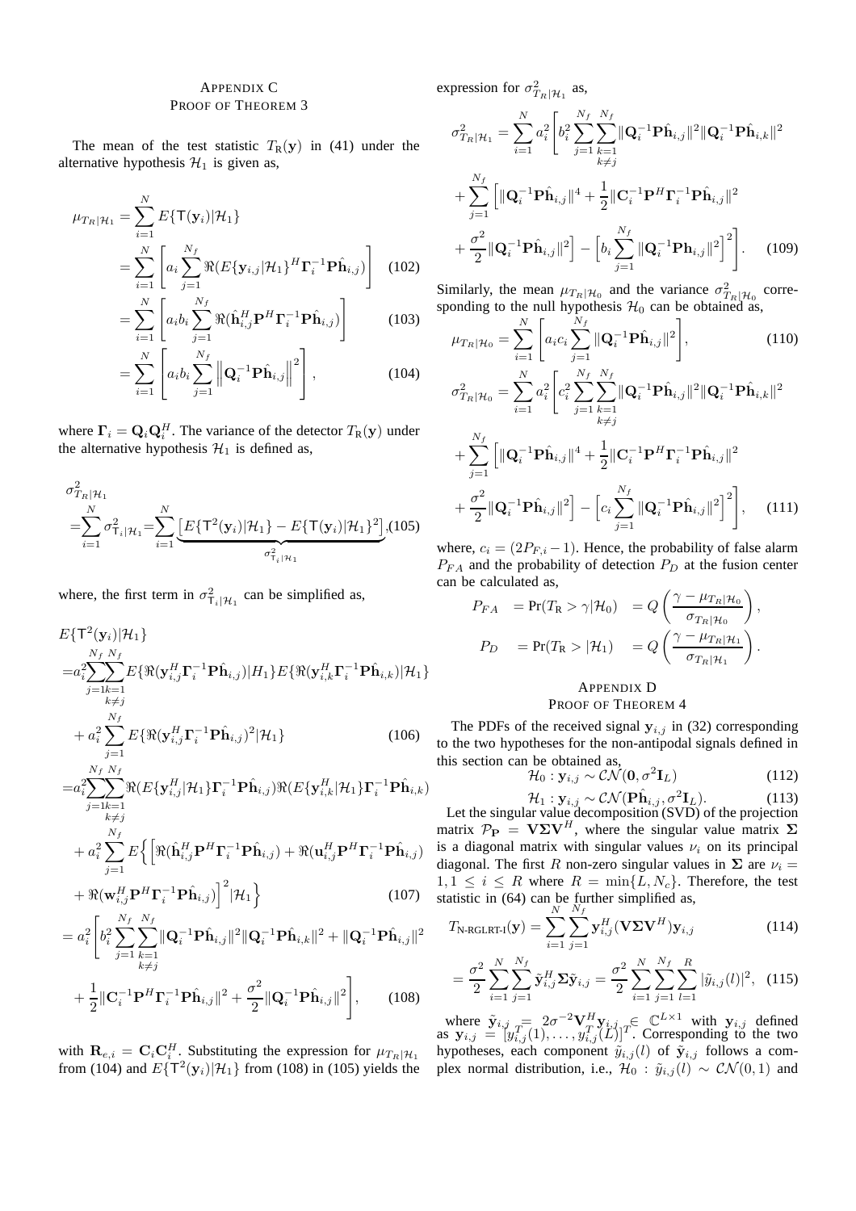## Appendix C
## Proof of Theorem 3

The mean of the test statistic $T_{\text{R}}(\mathbf{y})$ in (41) under the alternative hypothesis $\mathcal{H}_1$ is given as,

$$\mu_{T_R|\mathcal{H}_1} = \sum_{i=1}^{N} E\{\mathsf{T}(\mathbf{y}_i)|\mathcal{H}_1\}$$

$$= \sum_{i=1}^{N}\left[a_i \sum_{j=1}^{N_f} \Re(E\{\mathbf{y}_{i,j}|\mathcal{H}_1\}^H \mathbf{\Gamma}_i^{-1}\mathbf{P}\hat{\mathbf{h}}_{i,j})\right] \quad (102)$$

$$= \sum_{i=1}^{N}\left[a_i b_i \sum_{j=1}^{N_f} \Re(\hat{\mathbf{h}}_{i,j}^H \mathbf{P}^H \mathbf{\Gamma}_i^{-1}\mathbf{P}\hat{\mathbf{h}}_{i,j})\right] \quad (103)$$

$$= \sum_{i=1}^{N}\left[a_i b_i \sum_{j=1}^{N_f} \left\|\mathbf{Q}_i^{-1}\mathbf{P}\hat{\mathbf{h}}_{i,j}\right\|^2\right], \quad (104)$$

where $\mathbf{\Gamma}_i = \mathbf{Q}_i\mathbf{Q}_i^H$. The variance of the detector $T_R(\mathbf{y})$ under the alternative hypothesis $\mathcal{H}_1$ is defined as,

$$\sigma^2_{T_R|\mathcal{H}_1} = \sum_{i=1}^{N}\sigma^2_{\mathsf{T}_i|\mathcal{H}_1} = \sum_{i=1}^{N}\underbrace{\left[E\{\mathsf{T}^2(\mathbf{y}_i)|\mathcal{H}_1\} - E\{\mathsf{T}(\mathbf{y}_i)|\mathcal{H}_1\}^2\right]}_{\sigma^2_{\mathsf{T}_i|\mathcal{H}_1}}, \quad (105)$$

where, the first term in $\sigma^2_{\mathsf{T}_i|\mathcal{H}_1}$ can be simplified as,

$$E\{\mathsf{T}^2(\mathbf{y}_i)|\mathcal{H}_1\}$$

$$= a_i^2 \sum_{j=1}^{N_f}\sum_{\substack{k=1\\k\neq j}}^{N_f} E\{\Re(\mathbf{y}_{i,j}^H \mathbf{\Gamma}_i^{-1}\mathbf{P}\hat{\mathbf{h}}_{i,j})|H_1\} E\{\Re(\mathbf{y}_{i,k}^H \mathbf{\Gamma}_i^{-1}\mathbf{P}\hat{\mathbf{h}}_{i,k})|\mathcal{H}_1\}$$

$$+ a_i^2 \sum_{j=1}^{N_f} E\{\Re(\mathbf{y}_{i,j}^H \mathbf{\Gamma}_i^{-1}\mathbf{P}\hat{\mathbf{h}}_{i,j})^2|\mathcal{H}_1\} \quad (106)$$

$$= a_i^2 \sum_{j=1}^{N_f}\sum_{\substack{k=1\\k\neq j}}^{N_f} \Re(E\{\mathbf{y}_{i,j}^H|\mathcal{H}_1\}\mathbf{\Gamma}_i^{-1}\mathbf{P}\hat{\mathbf{h}}_{i,j})\Re(E\{\mathbf{y}_{i,k}^H|\mathcal{H}_1\}\mathbf{\Gamma}_i^{-1}\mathbf{P}\hat{\mathbf{h}}_{i,k})$$

$$+ a_i^2 \sum_{j=1}^{N_f} E\Big\{\Big[\Re(\hat{\mathbf{h}}_{i,j}^H \mathbf{P}^H \mathbf{\Gamma}_i^{-1}\mathbf{P}\hat{\mathbf{h}}_{i,j}) + \Re(\mathbf{u}_{i,j}^H \mathbf{P}^H \mathbf{\Gamma}_i^{-1}\mathbf{P}\hat{\mathbf{h}}_{i,j})$$

$$+ \Re(\mathbf{w}_{i,j}^H \mathbf{P}^H \mathbf{\Gamma}_i^{-1}\mathbf{P}\hat{\mathbf{h}}_{i,j})\Big]^2 |\mathcal{H}_1\Big\} \quad (107)$$

$$= a_i^2\Bigg[b_i^2 \sum_{j=1}^{N_f}\sum_{\substack{k=1\\k\neq j}}^{N_f} \|\mathbf{Q}_i^{-1}\mathbf{P}\hat{\mathbf{h}}_{i,j}\|^2 \|\mathbf{Q}_i^{-1}\mathbf{P}\hat{\mathbf{h}}_{i,k}\|^2 + \|\mathbf{Q}_i^{-1}\mathbf{P}\hat{\mathbf{h}}_{i,j}\|^2$$

$$+ \frac{1}{2}\|\mathbf{C}_i^{-1}\mathbf{P}^H\mathbf{\Gamma}_i^{-1}\mathbf{P}\hat{\mathbf{h}}_{i,j}\|^2 + \frac{\sigma^2}{2}\|\mathbf{Q}_i^{-1}\mathbf{P}\hat{\mathbf{h}}_{i,j}\|^2\Bigg], \quad (108)$$

with $\mathbf{R}_{e,i} = \mathbf{C}_i\mathbf{C}_i^H$. Substituting the expression for $\mu_{T_R|\mathcal{H}_1}$ from (104) and $E\{\mathsf{T}^2(\mathbf{y}_i)|\mathcal{H}_1\}$ from (108) in (105) yields the expression for $\sigma^2_{T_R|\mathcal{H}_1}$ as,

$$\sigma^2_{T_R|\mathcal{H}_1} = \sum_{i=1}^{N} a_i^2 \Bigg[b_i^2 \sum_{j=1}^{N_f}\sum_{\substack{k=1\\k\neq j}}^{N_f} \|\mathbf{Q}_i^{-1}\mathbf{P}\hat{\mathbf{h}}_{i,j}\|^2\|\mathbf{Q}_i^{-1}\mathbf{P}\hat{\mathbf{h}}_{i,k}\|^2$$

$$+ \sum_{j=1}^{N_f}\Big[\|\mathbf{Q}_i^{-1}\mathbf{P}\hat{\mathbf{h}}_{i,j}\|^4 + \frac{1}{2}\|\mathbf{C}_i^{-1}\mathbf{P}^H\mathbf{\Gamma}_i^{-1}\mathbf{P}\hat{\mathbf{h}}_{i,j}\|^2$$

$$+ \frac{\sigma^2}{2}\|\mathbf{Q}_i^{-1}\mathbf{P}\hat{\mathbf{h}}_{i,j}\|^2\Big] - \Big[b_i \sum_{j=1}^{N_f}\|\mathbf{Q}_i^{-1}\mathbf{P}\mathbf{h}_{i,j}\|^2\Big]^2\Bigg]. \quad (109)$$

Similarly, the mean $\mu_{T_R|\mathcal{H}_0}$ and the variance $\sigma^2_{T_R|\mathcal{H}_0}$ corresponding to the null hypothesis $\mathcal{H}_0$ can be obtained as,

$$\mu_{T_R|\mathcal{H}_0} = \sum_{i=1}^{N}\left[a_i c_i \sum_{j=1}^{N_f}\|\mathbf{Q}_i^{-1}\mathbf{P}\hat{\mathbf{h}}_{i,j}\|^2\right], \quad (110)$$

$$\sigma^2_{T_R|\mathcal{H}_0} = \sum_{i=1}^{N} a_i^2 \Bigg[c_i^2 \sum_{j=1}^{N_f}\sum_{\substack{k=1\\k\neq j}}^{N_f} \|\mathbf{Q}_i^{-1}\mathbf{P}\hat{\mathbf{h}}_{i,j}\|^2\|\mathbf{Q}_i^{-1}\mathbf{P}\hat{\mathbf{h}}_{i,k}\|^2$$

$$+ \sum_{j=1}^{N_f}\Big[\|\mathbf{Q}_i^{-1}\mathbf{P}\hat{\mathbf{h}}_{i,j}\|^4 + \frac{1}{2}\|\mathbf{C}_i^{-1}\mathbf{P}^H\mathbf{\Gamma}_i^{-1}\mathbf{P}\hat{\mathbf{h}}_{i,j}\|^2$$

$$+ \frac{\sigma^2}{2}\|\mathbf{Q}_i^{-1}\mathbf{P}\hat{\mathbf{h}}_{i,j}\|^2\Big] - \Big[c_i \sum_{j=1}^{N_f}\|\mathbf{Q}_i^{-1}\mathbf{P}\hat{\mathbf{h}}_{i,j}\|^2\Big]^2\Bigg], \quad (111)$$

where, $c_i = (2P_{F,i} - 1)$. Hence, the probability of false alarm $P_{FA}$ and the probability of detection $P_D$ at the fusion center can be calculated as,

$$P_{FA} = \Pr(T_{\text{R}} > \gamma|\mathcal{H}_0) = Q\left(\frac{\gamma - \mu_{T_R|\mathcal{H}_0}}{\sigma_{T_R|\mathcal{H}_0}}\right),$$

$$P_D = \Pr(T_{\text{R}} > |\mathcal{H}_1) = Q\left(\frac{\gamma - \mu_{T_R|\mathcal{H}_1}}{\sigma_{T_R|\mathcal{H}_1}}\right).$$

## Appendix D
## Proof of Theorem 4

The PDFs of the received signal $\mathbf{y}_{i,j}$ in (32) corresponding to the two hypotheses for the non-antipodal signals defined in this section can be obtained as,

$$\mathcal{H}_0 : \mathbf{y}_{i,j} \sim \mathcal{CN}(\mathbf{0}, \sigma^2\mathbf{I}_L) \quad (112)$$

$$\mathcal{H}_1 : \mathbf{y}_{i,j} \sim \mathcal{CN}(\mathbf{P}\hat{\mathbf{h}}_{i,j}, \sigma^2\mathbf{I}_L). \quad (113)$$

Let the singular value decomposition (SVD) of the projection matrix $\mathcal{P}_{\mathbf{P}} = \mathbf{V}\mathbf{\Sigma}\mathbf{V}^H$, where the singular value matrix $\mathbf{\Sigma}$ is a diagonal matrix with singular values $\nu_i$ on its principal diagonal. The first $R$ non-zero singular values in $\mathbf{\Sigma}$ are $\nu_i = 1, 1 \leq i \leq R$ where $R = \min\{L, N_c\}$. Therefore, the test statistic in (64) can be further simplified as,

$$T_{\text{N-RGLRT-I}}(\mathbf{y}) = \sum_{i=1}^{N}\sum_{j=1}^{N_f}\mathbf{y}_{i,j}^H(\mathbf{V}\mathbf{\Sigma}\mathbf{V}^H)\mathbf{y}_{i,j} \quad (114)$$

$$= \frac{\sigma^2}{2}\sum_{i=1}^{N}\sum_{j=1}^{N_f}\tilde{\mathbf{y}}_{i,j}^H\mathbf{\Sigma}\tilde{\mathbf{y}}_{i,j} = \frac{\sigma^2}{2}\sum_{i=1}^{N}\sum_{j=1}^{N_f}\sum_{l=1}^{R}|\tilde{y}_{i,j}(l)|^2, \quad (115)$$

where $\tilde{\mathbf{y}}_{i,j} = 2\sigma^{-2}\mathbf{V}^H\mathbf{y}_{i,j} \in \mathbb{C}^{L\times 1}$ with $\mathbf{y}_{i,j}$ defined as $\mathbf{y}_{i,j} = [y_{i,j}^T(1), \ldots, y_{i,j}^T(L)]^T$. Corresponding to the two hypotheses, each component $\tilde{y}_{i,j}(l)$ of $\tilde{\mathbf{y}}_{i,j}$ follows a complex normal distribution, i.e., $\mathcal{H}_0 : \tilde{y}_{i,j}(l) \sim \mathcal{CN}(0, 1)$ and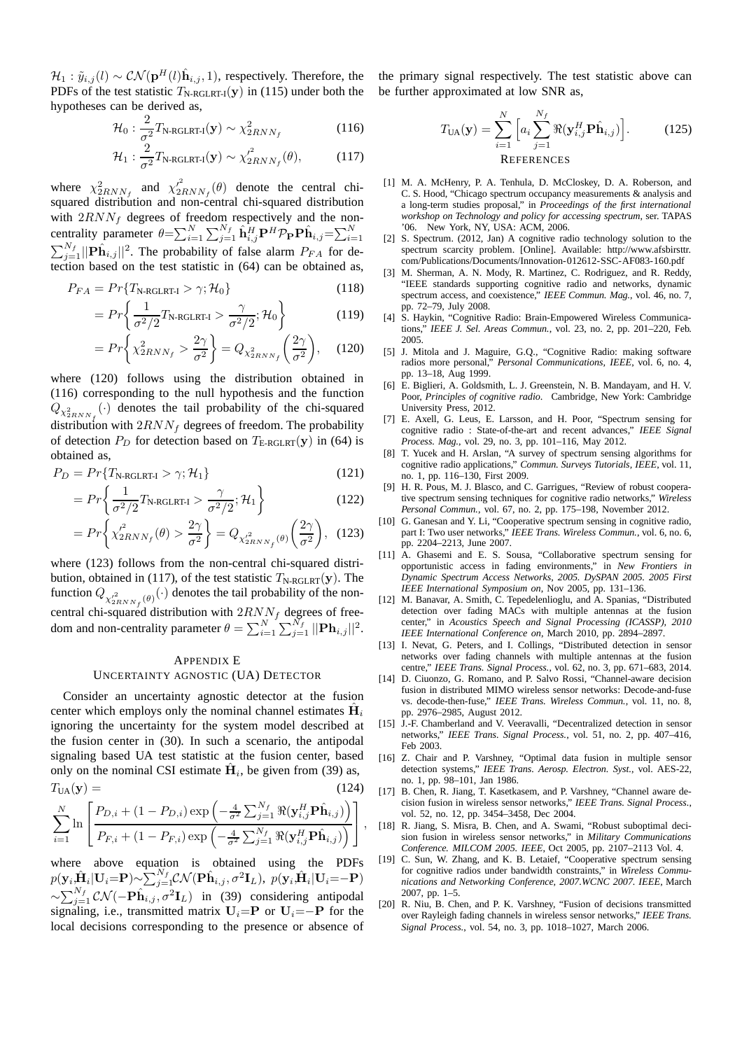$\mathcal{H}_1 : \tilde{y}_{i,j}(l) \sim \mathcal{CN}(\mathbf{p}^H(l)\hat{\mathbf{h}}_{i,j}, 1)$, respectively. Therefore, the PDFs of the test statistic $T_{\text{N-RGLRT-I}}(\mathbf{y})$ in (115) under both the hypotheses can be derived as,

$$\mathcal{H}_0 : \frac{2}{\sigma^2} T_{\text{N-RGLRT-I}}(\mathbf{y}) \sim \chi^2_{2RNN_f} \tag{116}$$

$$\mathcal{H}_1 : \frac{2}{\sigma^2} T_{\text{N-RGLRT-I}}(\mathbf{y}) \sim \chi'^2_{2RNN_f}(\theta), \tag{117}$$

where $\chi^2_{2RNN_f}$ and $\chi'^2_{2RNN_f}(\theta)$ denote the central chi-squared distribution and non-central chi-squared distribution with $2RNN_f$ degrees of freedom respectively and the non-centrality parameter $\theta = \sum_{i=1}^{N}\sum_{j=1}^{N_f} \hat{\mathbf{h}}_{i,j}^H \mathbf{P}^H \mathcal{P}_{\mathbf{P}} \mathbf{P} \hat{\mathbf{h}}_{i,j} = \sum_{i=1}^{N}\sum_{j=1}^{N_f} ||\mathbf{P}\hat{\mathbf{h}}_{i,j}||^2$. The probability of false alarm $P_{FA}$ for detection based on the test statistic in (64) can be obtained as,

$$P_{FA} = Pr\{T_{\text{N-RGLRT-I}} > \gamma; \mathcal{H}_0\} \tag{118}$$

$$= Pr\left\{\frac{1}{\sigma^2/2} T_{\text{N-RGLRT-I}} > \frac{\gamma}{\sigma^2/2}; \mathcal{H}_0\right\} \tag{119}$$

$$= Pr\left\{\chi^2_{2RNN_f} > \frac{2\gamma}{\sigma^2}\right\} = Q_{\chi^2_{2RNN_f}}\left(\frac{2\gamma}{\sigma^2}\right), \tag{120}$$

where (120) follows using the distribution obtained in (116) corresponding to the null hypothesis and the function $Q_{\chi^2_{2RNN_f}}(\cdot)$ denotes the tail probability of the chi-squared distribution with $2RNN_f$ degrees of freedom. The probability of detection $P_D$ for detection based on $T_{\text{E-RGLRT}}(\mathbf{y})$ in (64) is obtained as,

$$P_D = Pr\{T_{\text{N-RGLRT-I}} > \gamma; \mathcal{H}_1\} \tag{121}$$

$$= Pr\left\{\frac{1}{\sigma^2/2} T_{\text{N-RGLRT-I}} > \frac{\gamma}{\sigma^2/2}; \mathcal{H}_1\right\} \tag{122}$$

$$= Pr\left\{\chi'^2_{2RNN_f}(\theta) > \frac{2\gamma}{\sigma^2}\right\} = Q_{\chi'^2_{2RNN_f}(\theta)}\left(\frac{2\gamma}{\sigma^2}\right), \tag{123}$$

where (123) follows from the non-central chi-squared distribution, obtained in (117), of the test statistic $T_{\text{N-RGLRT}}(\mathbf{y})$. The function $Q_{\chi'^2_{2RNN_f}(\theta)}(\cdot)$ denotes the tail probability of the non-central chi-squared distribution with $2RNN_f$ degrees of freedom and non-centrality parameter $\theta = \sum_{i=1}^{N}\sum_{j=1}^{N_f} ||\mathbf{P}\mathbf{h}_{i,j}||^2$.

## Appendix E
## Uncertainty Agnostic (UA) Detector

Consider an uncertainty agnostic detector at the fusion center which employs only the nominal channel estimates $\hat{\mathbf{H}}_i$ ignoring the uncertainty for the system model described at the fusion center in (30). In such a scenario, the antipodal signaling based UA test statistic at the fusion center, based only on the nominal CSI estimate $\hat{\mathbf{H}}_i$, be given from (39) as,

$$T_{\text{UA}}(\mathbf{y}) = \tag{124}$$

$$\sum_{i=1}^{N} \ln\left[\frac{P_{D,i} + (1-P_{D,i})\exp\left(-\frac{4}{\sigma^2}\sum_{j=1}^{N_f}\Re(\mathbf{y}_{i,j}^H\mathbf{P}\hat{\mathbf{h}}_{i,j})\right)}{P_{F,i} + (1-P_{F,i})\exp\left(-\frac{4}{\sigma^2}\sum_{j=1}^{N_f}\Re(\mathbf{y}_{i,j}^H\mathbf{P}\hat{\mathbf{h}}_{i,j})\right)}\right],$$

where above equation is obtained using the PDFs $p(\mathbf{y}_i, \hat{\mathbf{H}}_i|\mathbf{U}_i = \mathbf{P}) \sim \sum_{j=1}^{N_f}\mathcal{CN}(\mathbf{P}\hat{\mathbf{h}}_{i,j}, \sigma^2\mathbf{I}_L)$, $p(\mathbf{y}_i, \hat{\mathbf{H}}_i|\mathbf{U}_i = -\mathbf{P}) \sim \sum_{j=1}^{N_f}\mathcal{CN}(-\mathbf{P}\hat{\mathbf{h}}_{i,j}, \sigma^2\mathbf{I}_L)$ in (39) considering antipodal signaling, i.e., transmitted matrix $\mathbf{U}_i = \mathbf{P}$ or $\mathbf{U}_i = -\mathbf{P}$ for the local decisions corresponding to the presence or absence of the primary signal respectively. The test statistic above can be further approximated at low SNR as,

$$T_{\text{UA}}(\mathbf{y}) = \sum_{i=1}^{N}\left[a_i\sum_{j=1}^{N_f}\Re(\mathbf{y}_{i,j}^H\mathbf{P}\hat{\mathbf{h}}_{i,j})\right]. \tag{125}$$

## References

[1] M. A. McHenry, P. A. Tenhula, D. McCloskey, D. A. Roberson, and C. S. Hood, "Chicago spectrum occupancy measurements & analysis and a long-term studies proposal," in *Proceedings of the first international workshop on Technology and policy for accessing spectrum*, ser. TAPAS '06. New York, NY, USA: ACM, 2006.

[2] S. Spectrum. (2012, Jan) A cognitive radio technology solution to the spectrum scarcity problem. [Online]. Available: http://www.afsbirsttr.com/Publications/Documents/Innovation-012612-SSC-AF083-160.pdf

[3] M. Sherman, A. N. Mody, R. Martinez, C. Rodriguez, and R. Reddy, "IEEE standards supporting cognitive radio and networks, dynamic spectrum access, and coexistence," *IEEE Commun. Mag.*, vol. 46, no. 7, pp. 72–79, July 2008.

[4] S. Haykin, "Cognitive Radio: Brain-Empowered Wireless Communications," *IEEE J. Sel. Areas Commun.*, vol. 23, no. 2, pp. 201–220, Feb. 2005.

[5] J. Mitola and J. Maguire, G.Q., "Cognitive Radio: making software radios more personal," *Personal Communications, IEEE*, vol. 6, no. 4, pp. 13–18, Aug 1999.

[6] E. Biglieri, A. Goldsmith, L. J. Greenstein, N. B. Mandayam, and H. V. Poor, *Principles of cognitive radio*. Cambridge, New York: Cambridge University Press, 2012.

[7] E. Axell, G. Leus, E. Larsson, and H. Poor, "Spectrum sensing for cognitive radio : State-of-the-art and recent advances," *IEEE Signal Process. Mag.*, vol. 29, no. 3, pp. 101–116, May 2012.

[8] T. Yucek and H. Arslan, "A survey of spectrum sensing algorithms for cognitive radio applications," *Commun. Surveys Tutorials, IEEE*, vol. 11, no. 1, pp. 116–130, First 2009.

[9] H. R. Pous, M. J. Blasco, and C. Garrigues, "Review of robust cooperative spectrum sensing techniques for cognitive radio networks," *Wireless Personal Commun.*, vol. 67, no. 2, pp. 175–198, November 2012.

[10] G. Ganesan and Y. Li, "Cooperative spectrum sensing in cognitive radio, part I: Two user networks," *IEEE Trans. Wireless Commun.*, vol. 6, no. 6, pp. 2204–2213, June 2007.

[11] A. Ghasemi and E. S. Sousa, "Collaborative spectrum sensing for opportunistic access in fading environments," in *New Frontiers in Dynamic Spectrum Access Networks, 2005. DySPAN 2005. 2005 First IEEE International Symposium on*, Nov 2005, pp. 131–136.

[12] M. Banavar, A. Smith, C. Tepedelenlioglu, and A. Spanias, "Distributed detection over fading MACs with multiple antennas at the fusion center," in *Acoustics Speech and Signal Processing (ICASSP), 2010 IEEE International Conference on*, March 2010, pp. 2894–2897.

[13] I. Nevat, G. Peters, and I. Collings, "Distributed detection in sensor networks over fading channels with multiple antennas at the fusion centre," *IEEE Trans. Signal Process.*, vol. 62, no. 3, pp. 671–683, 2014.

[14] D. Ciuonzo, G. Romano, and P. Salvo Rossi, "Channel-aware decision fusion in distributed MIMO wireless sensor networks: Decode-and-fuse vs. decode-then-fuse," *IEEE Trans. Wireless Commun.*, vol. 11, no. 8, pp. 2976–2985, August 2012.

[15] J.-F. Chamberland and V. Veeravalli, "Decentralized detection in sensor networks," *IEEE Trans. Signal Process.*, vol. 51, no. 2, pp. 407–416, Feb 2003.

[16] Z. Chair and P. Varshney, "Optimal data fusion in multiple sensor detection systems," *IEEE Trans. Aerosp. Electron. Syst.*, vol. AES-22, no. 1, pp. 98–101, Jan 1986.

[17] B. Chen, R. Jiang, T. Kasetkasem, and P. Varshney, "Channel aware decision fusion in wireless sensor networks," *IEEE Trans. Signal Process.*, vol. 52, no. 12, pp. 3454–3458, Dec 2004.

[18] R. Jiang, S. Misra, B. Chen, and A. Swami, "Robust suboptimal decision fusion in wireless sensor networks," in *Military Communications Conference. MILCOM 2005. IEEE*, Oct 2005, pp. 2107–2113 Vol. 4.

[19] C. Sun, W. Zhang, and K. B. Letaief, "Cooperative spectrum sensing for cognitive radios under bandwidth constraints," in *Wireless Communications and Networking Conference, 2007.WCNC 2007. IEEE*, March 2007, pp. 1–5.

[20] R. Niu, B. Chen, and P. K. Varshney, "Fusion of decisions transmitted over Rayleigh fading channels in wireless sensor networks," *IEEE Trans. Signal Process.*, vol. 54, no. 3, pp. 1018–1027, March 2006.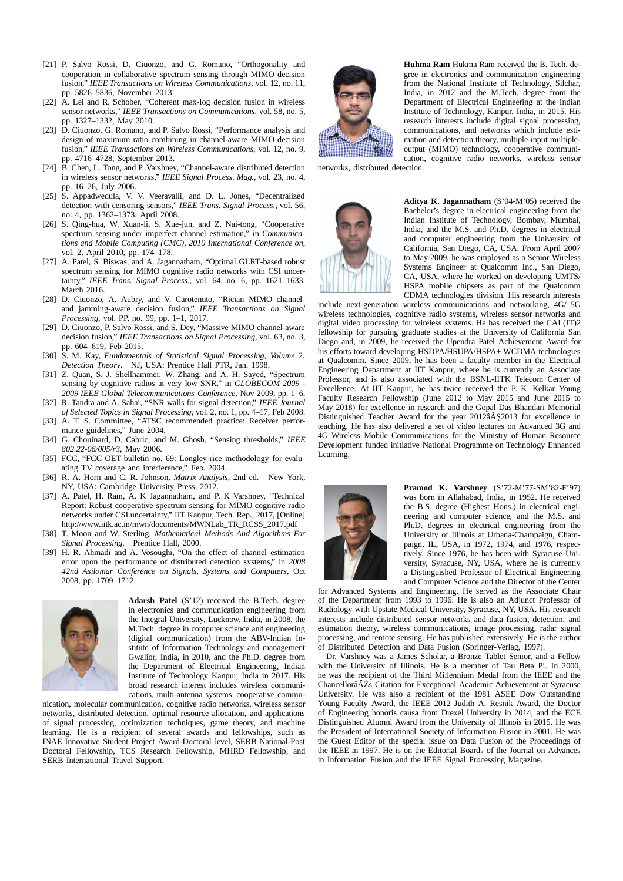[21] P. Salvo Rossi, D. Ciuonzo, and G. Romano, "Orthogonality and cooperation in collaborative spectrum sensing through MIMO decision fusion," *IEEE Transactions on Wireless Communications*, vol. 12, no. 11, pp. 5826–5836, November 2013.

[22] A. Lei and R. Schober, "Coherent max-log decision fusion in wireless sensor networks," *IEEE Transactions on Communications*, vol. 58, no. 5, pp. 1327–1332, May 2010.

[23] D. Ciuonzo, G. Romano, and P. Salvo Rossi, "Performance analysis and design of maximum ratio combining in channel-aware MIMO decision fusion," *IEEE Transactions on Wireless Communications*, vol. 12, no. 9, pp. 4716–4728, September 2013.

[24] B. Chen, L. Tong, and P. Varshney, "Channel-aware distributed detection in wireless sensor networks," *IEEE Signal Process. Mag.*, vol. 23, no. 4, pp. 16–26, July 2006.

[25] S. Appadwedula, V. V. Veeravalli, and D. L. Jones, "Decentralized detection with censoring sensors," *IEEE Trans. Signal Process.*, vol. 56, no. 4, pp. 1362–1373, April 2008.

[26] S. Qing-hua, W. Xuan-li, S. Xue-jun, and Z. Nai-tong, "Cooperative spectrum sensing under imperfect channel estimation," in *Communications and Mobile Computing (CMC), 2010 International Conference on*, vol. 2, April 2010, pp. 174–178.

[27] A. Patel, S. Biswas, and A. Jagannatham, "Optimal GLRT-based robust spectrum sensing for MIMO cognitive radio networks with CSI uncertainty," *IEEE Trans. Signal Process.*, vol. 64, no. 6, pp. 1621–1633, March 2016.

[28] D. Ciuonzo, A. Aubry, and V. Carotenuto, "Rician MIMO channel- and jamming-aware decision fusion," *IEEE Transactions on Signal Processing*, vol. PP, no. 99, pp. 1–1, 2017.

[29] D. Ciuonzo, P. Salvo Rossi, and S. Dey, "Massive MIMO channel-aware decision fusion," *IEEE Transactions on Signal Processing*, vol. 63, no. 3, pp. 604–619, Feb 2015.

[30] S. M. Kay, *Fundamentals of Statistical Signal Processing, Volume 2: Detection Theory*. NJ, USA: Prentice Hall PTR, Jan. 1998.

[31] Z. Quan, S. J. Shellhammer, W. Zhang, and A. H. Sayed, "Spectrum sensing by cognitive radios at very low SNR," in *GLOBECOM 2009 - 2009 IEEE Global Telecommunications Conference*, Nov 2009, pp. 1–6.

[32] R. Tandra and A. Sahai, "SNR walls for signal detection," *IEEE Journal of Selected Topics in Signal Processing*, vol. 2, no. 1, pp. 4–17, Feb 2008.

[33] A. T. S. Committee, "ATSC recommended practice: Receiver performance guidelines," June 2004.

[34] G. Chouinard, D. Cabric, and M. Ghosh, "Sensing thresholds," *IEEE 802.22-06/005/r3*, May 2006.

[35] FCC, "FCC OET bulletin no. 69: Longley-rice methodology for evaluating TV coverage and interference," Feb. 2004.

[36] R. A. Horn and C. R. Johnson, *Matrix Analysis*, 2nd ed. New York, NY, USA: Cambridge University Press, 2012.

[37] A. Patel, H. Ram, A. K Jagannatham, and P. K Varshney, "Technical Report: Robust cooperative spectrum sensing for MIMO cognitive radio networks under CSI uncertainty," IIT Kanpur, Tech. Rep., 2017, [Online] http://www.iitk.ac.in/mwn/documents/MWNLab_TR_RCSS_2017.pdf

[38] T. Moon and W. Sterling, *Mathematical Methods And Algorithms For Signal Processing*. Prentice Hall, 2000.

[39] H. R. Ahmadi and A. Vosoughi, "On the effect of channel estimation error upon the performance of distributed detection systems," in *2008 42nd Asilomar Conference on Signals, Systems and Computers*, Oct 2008, pp. 1709–1712.

**Adarsh Patel** (S'12) received the B.Tech. degree in electronics and communication engineering from the Integral University, Lucknow, India, in 2008, the M.Tech. degree in computer science and engineering (digital communication) from the ABV-Indian Institute of Information Technology and management Gwalior, India, in 2010, and the Ph.D. degree from the Department of Electrical Engineering, Indian Institute of Technology Kanpur, India in 2017. His broad research interest includes wireless communications, multi-antenna systems, cooperative communication, molecular communication, cognitive radio networks, wireless sensor networks, distributed detection, optimal resource allocation, and applications of signal processing, optimization techniques, game theory, and machine learning. He is a recipient of several awards and fellowships, such as INAE Innovative Student Project Award-Doctoral level, SERB National-Post Doctoral Fellowship, TCS Research Fellowship, MHRD Fellowship, and SERB International Travel Support.

**Huhma Ram** Hukma Ram received the B. Tech. degree in electronics and communication engineering from the National Institute of Technology, Silchar, India, in 2012 and the M.Tech. degree from the Department of Electrical Engineering at the Indian Institute of Technology, Kanpur, India, in 2015. His research interests include digital signal processing, communications, and networks which include estimation and detection theory, multiple-input multiple-output (MIMO) technology, cooperative communication, cognitive radio networks, wireless sensor networks, distributed detection.

**Aditya K. Jagannatham** (S'04-M'05) received the Bachelor's degree in electrical engineering from the Indian Institute of Technology, Bombay, Mumbai, India, and the M.S. and Ph.D. degrees in electrical and computer engineering from the University of California, San Diego, CA, USA. From April 2007 to May 2009, he was employed as a Senior Wireless Systems Engineer at Qualcomm Inc., San Diego, CA, USA, where he worked on developing UMTS/ HSPA mobile chipsets as part of the Qualcomm CDMA technologies division. His research interests include next-generation wireless communications and networking, 4G/ 5G wireless technologies, cognitive radio systems, wireless sensor networks and digital video processing for wireless systems. He has received the CAL(IT)2 fellowship for pursuing graduate studies at the University of California San Diego and, in 2009, he received the Upendra Patel Achievement Award for his efforts toward developing HSDPA/HSUPA/HSPA+ WCDMA technologies at Qualcomm. Since 2009, he has been a faculty member in the Electrical Engineering Department at IIT Kanpur, where he is currently an Associate Professor, and is also associated with the BSNL-IITK Telecom Center of Excellence. At IIT Kanpur, he has twice received the P. K. Kelkar Young Faculty Research Fellowship (June 2012 to May 2015 and June 2015 to May 2018) for excellence in research and the Gopal Das Bhandari Memorial Distinguished Teacher Award for the year 2012âĂŞ2013 for excellence in teaching. He has also delivered a set of video lectures on Advanced 3G and 4G Wireless Mobile Communications for the Ministry of Human Resource Development funded initiative National Programme on Technology Enhanced Learning.

**Pramod K. Varshney** (S'72-M'77-SM'82-F'97) was born in Allahabad, India, in 1952. He received the B.S. degree (Highest Hons.) in electrical engineering and computer science, and the M.S. and Ph.D. degrees in electrical engineering from the University of Illinois at Urbana-Champaign, Champaign, IL, USA, in 1972, 1974, and 1976, respectively. Since 1976, he has been with Syracuse University, Syracuse, NY, USA, where he is currently a Distinguished Professor of Electrical Engineering and Computer Science and the Director of the Center for Advanced Systems and Engineering. He served as the Associate Chair of the Department from 1993 to 1996. He is also an Adjunct Professor of Radiology with Upstate Medical University, Syracuse, NY, USA. His research interests include distributed sensor networks and data fusion, detection, and estimation theory, wireless communications, image processing, radar signal processing, and remote sensing. He has published extensively. He is the author of Distributed Detection and Data Fusion (Springer-Verlag, 1997).

Dr. Varshney was a James Scholar, a Bronze Tablet Senior, and a Fellow with the University of Illinois. He is a member of Tau Beta Pi. In 2000, he was the recipient of the Third Millennium Medal from the IEEE and the ChancellorâĂŹs Citation for Exceptional Academic Achievement at Syracuse University. He was also a recipient of the 1981 ASEE Dow Outstanding Young Faculty Award, the IEEE 2012 Judith A. Resnik Award, the Doctor of Engineering honoris causa from Drexel University in 2014, and the ECE Distinguished Alumni Award from the University of Illinois in 2015. He was the President of International Society of Information Fusion in 2001. He was the Guest Editor of the special issue on Data Fusion of the Proceedings of the IEEE in 1997. He is on the Editorial Boards of the Journal on Advances in Information Fusion and the IEEE Signal Processing Magazine.